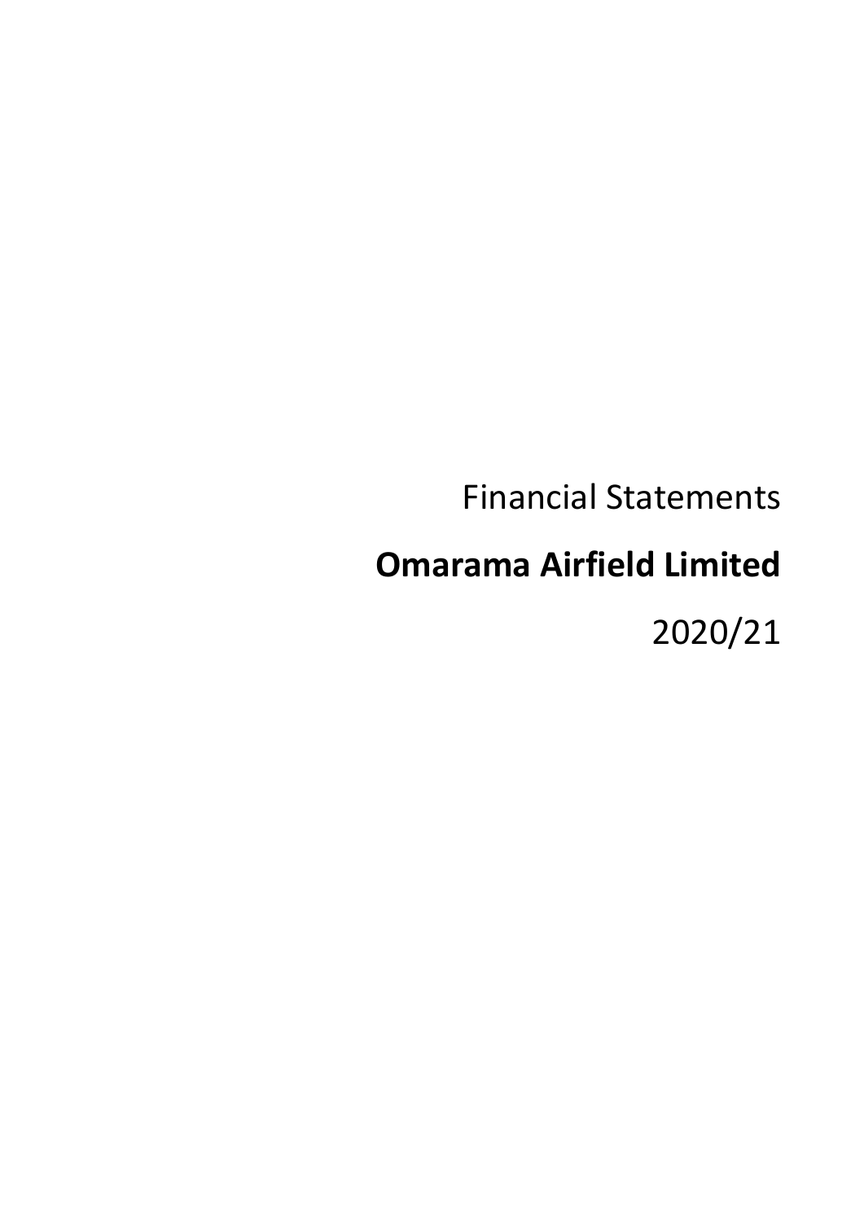Financial Statements

# Omarama Airfield Limited

2020/21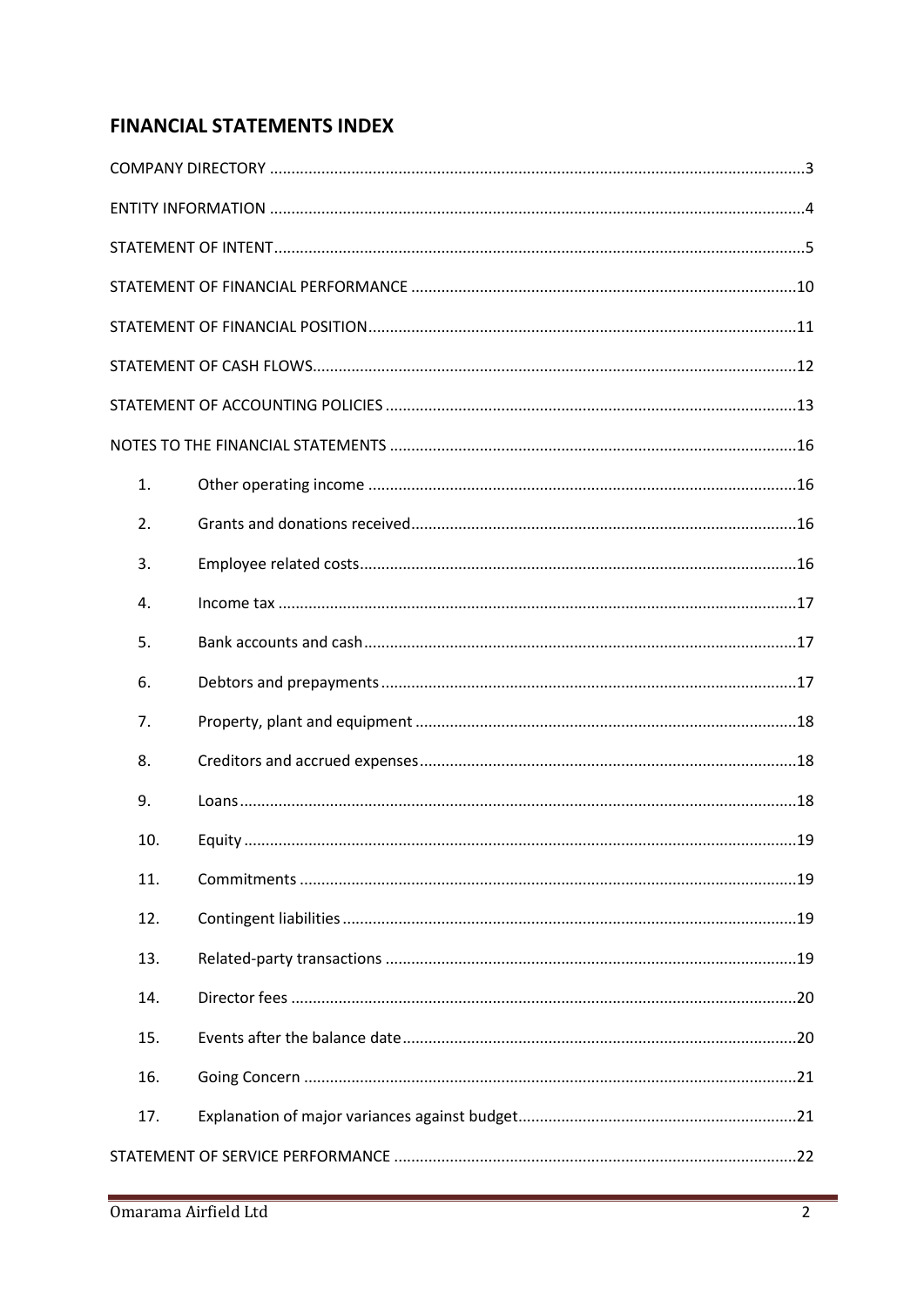## FINANCIAL STATEMENTS INDEX

COMPANY DIRECTORY ....................................................................................................................3

ENTITY INFORMATION ....................................................................................................................4

STATEMENT OF INTENT....................................................................................................................5

STATEMENT OF FINANCIAL PERFORMANCE ....................................................................................10

STATEMENT OF FINANCIAL POSITION..............................................................................................11

STATEMENT OF CASH FLOWS...........................................................................................................12

STATEMENT OF ACCOUNTING POLICIES ..........................................................................................13

NOTES TO THE FINANCIAL STATEMENTS .........................................................................................16

1. Other operating income ....................................................................................................16
2. Grants and donations received...........................................................................................16
3. Employee related costs.......................................................................................................16
4. Income tax .........................................................................................................................17
5. Bank accounts and cash.....................................................................................................17
6. Debtors and prepayments..................................................................................................17
7. Property, plant and equipment ..........................................................................................18
8. Creditors and accrued expenses........................................................................................18
9. Loans.................................................................................................................................18
10. Equity ................................................................................................................................19
11. Commitments ....................................................................................................................19
12. Contingent liabilities...........................................................................................................19
13. Related-party transactions .................................................................................................19
14. Director fees ......................................................................................................................20
15. Events after the balance date.............................................................................................20
16. Going Concern ...................................................................................................................21
17. Explanation of major variances against budget...................................................................21

STATEMENT OF SERVICE PERFORMANCE .........................................................................................22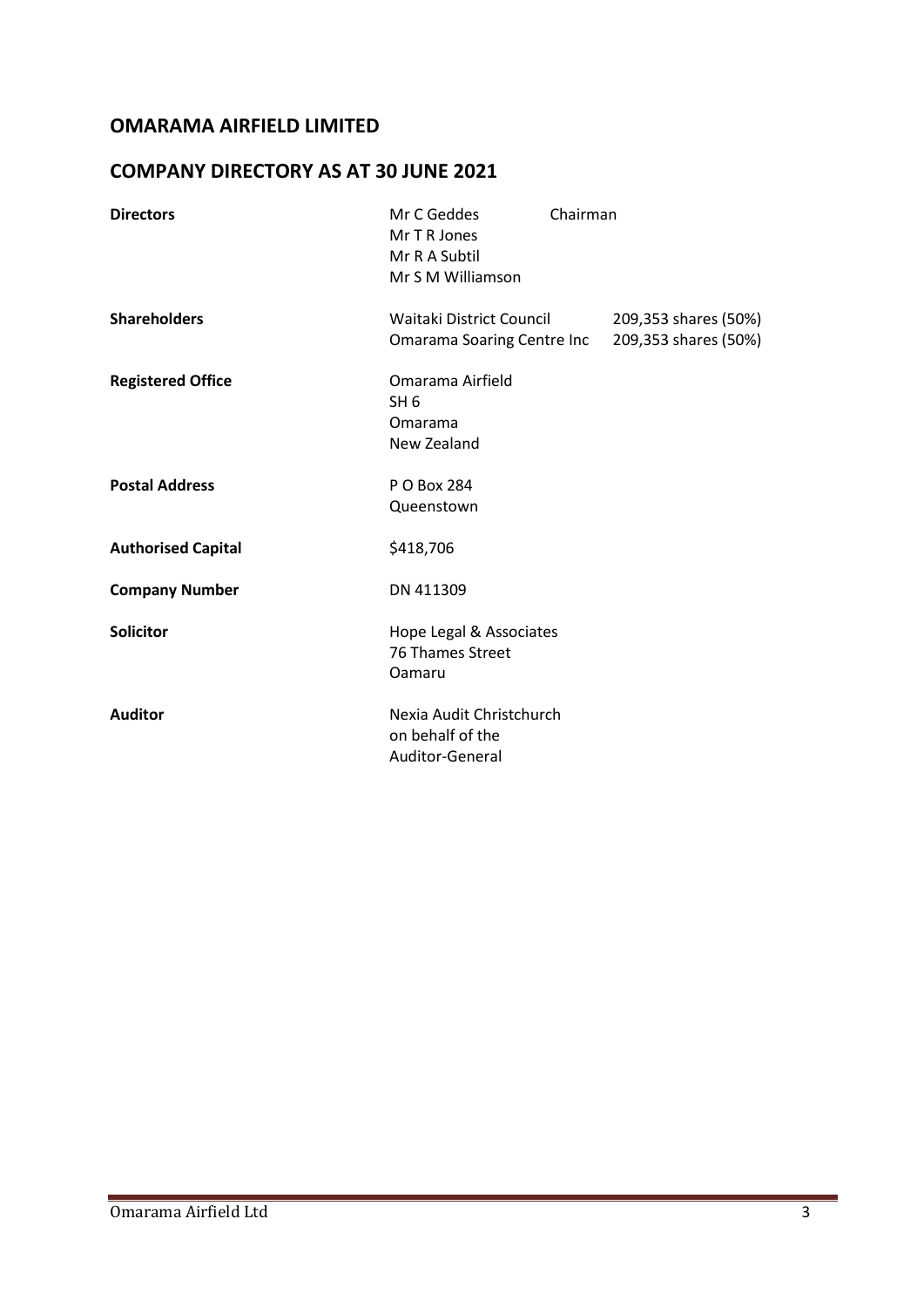# OMARAMA AIRFIELD LIMITED

## COMPANY DIRECTORY AS AT 30 JUNE 2021

| | | |
|---|---|---|
| **Directors** | Mr C Geddes | Chairman |
| | Mr T R Jones | |
| | Mr R A Subtil | |
| | Mr S M Williamson | |
| **Shareholders** | Waitaki District Council | 209,353 shares (50%) |
| | Omarama Soaring Centre Inc | 209,353 shares (50%) |
| **Registered Office** | Omarama Airfield<br>SH 6<br>Omarama<br>New Zealand | |
| **Postal Address** | P O Box 284<br>Queenstown | |
| **Authorised Capital** | $418,706 | |
| **Company Number** | DN 411309 | |
| **Solicitor** | Hope Legal & Associates<br>76 Thames Street<br>Oamaru | |
| **Auditor** | Nexia Audit Christchurch<br>on behalf of the<br>Auditor-General | |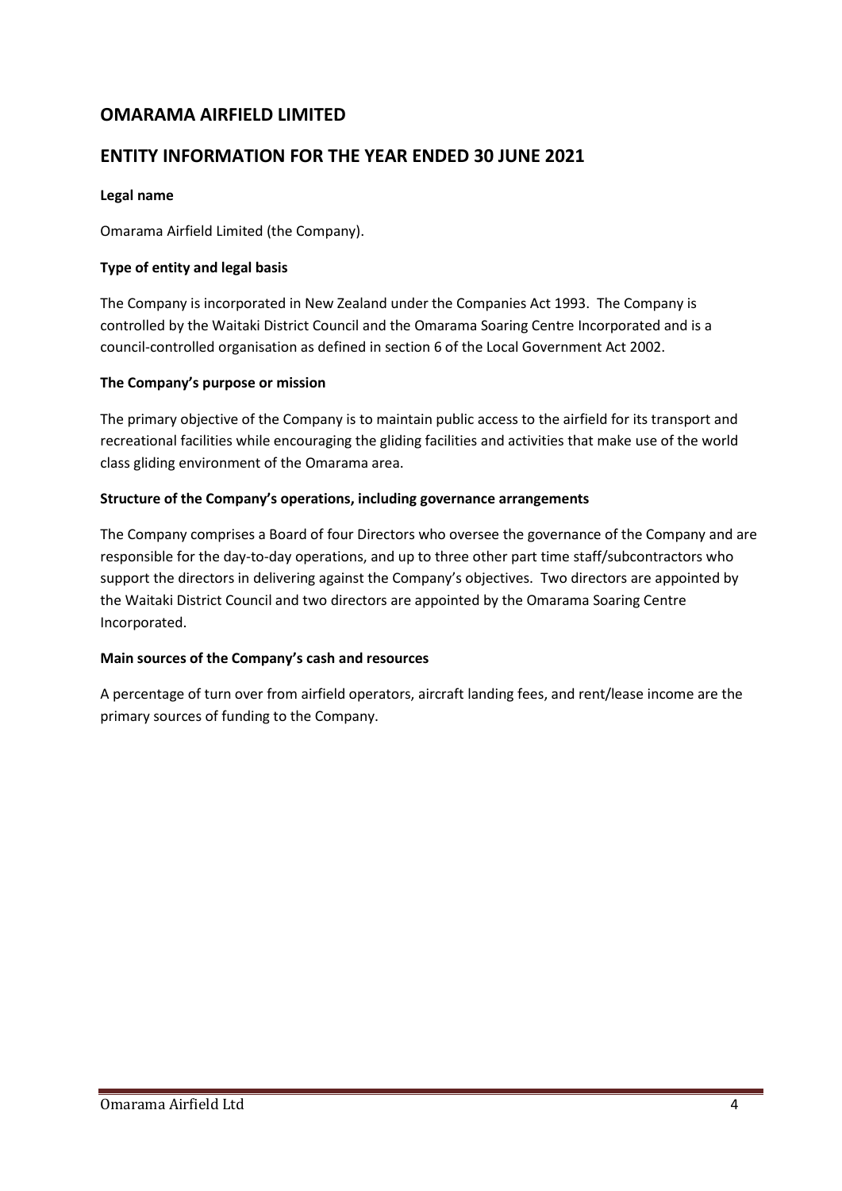# OMARAMA AIRFIELD LIMITED

# ENTITY INFORMATION FOR THE YEAR ENDED 30 JUNE 2021

**Legal name**

Omarama Airfield Limited (the Company).

**Type of entity and legal basis**

The Company is incorporated in New Zealand under the Companies Act 1993. The Company is controlled by the Waitaki District Council and the Omarama Soaring Centre Incorporated and is a council-controlled organisation as defined in section 6 of the Local Government Act 2002.

**The Company's purpose or mission**

The primary objective of the Company is to maintain public access to the airfield for its transport and recreational facilities while encouraging the gliding facilities and activities that make use of the world class gliding environment of the Omarama area.

**Structure of the Company's operations, including governance arrangements**

The Company comprises a Board of four Directors who oversee the governance of the Company and are responsible for the day-to-day operations, and up to three other part time staff/subcontractors who support the directors in delivering against the Company's objectives. Two directors are appointed by the Waitaki District Council and two directors are appointed by the Omarama Soaring Centre Incorporated.

**Main sources of the Company's cash and resources**

A percentage of turn over from airfield operators, aircraft landing fees, and rent/lease income are the primary sources of funding to the Company.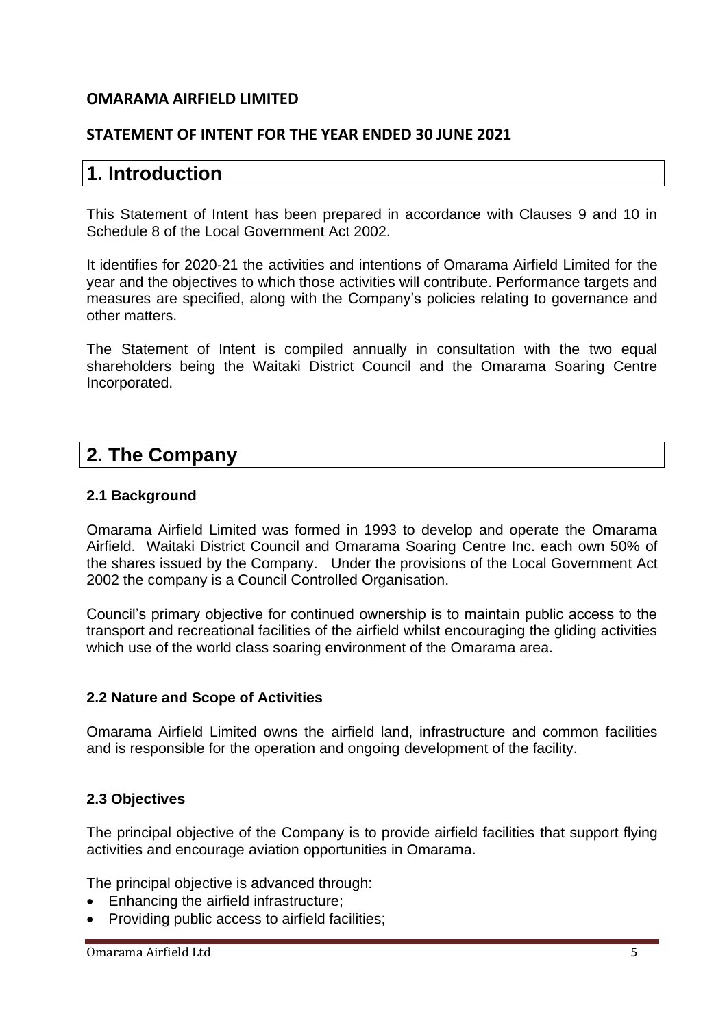**OMARAMA AIRFIELD LIMITED**

**STATEMENT OF INTENT FOR THE YEAR ENDED 30 JUNE 2021**

# 1. Introduction

This Statement of Intent has been prepared in accordance with Clauses 9 and 10 in Schedule 8 of the Local Government Act 2002.

It identifies for 2020-21 the activities and intentions of Omarama Airfield Limited for the year and the objectives to which those activities will contribute. Performance targets and measures are specified, along with the Company's policies relating to governance and other matters.

The Statement of Intent is compiled annually in consultation with the two equal shareholders being the Waitaki District Council and the Omarama Soaring Centre Incorporated.

# 2. The Company

### 2.1 Background

Omarama Airfield Limited was formed in 1993 to develop and operate the Omarama Airfield. Waitaki District Council and Omarama Soaring Centre Inc. each own 50% of the shares issued by the Company. Under the provisions of the Local Government Act 2002 the company is a Council Controlled Organisation.

Council's primary objective for continued ownership is to maintain public access to the transport and recreational facilities of the airfield whilst encouraging the gliding activities which use of the world class soaring environment of the Omarama area.

### 2.2 Nature and Scope of Activities

Omarama Airfield Limited owns the airfield land, infrastructure and common facilities and is responsible for the operation and ongoing development of the facility.

### 2.3 Objectives

The principal objective of the Company is to provide airfield facilities that support flying activities and encourage aviation opportunities in Omarama.

The principal objective is advanced through:

- Enhancing the airfield infrastructure;
- Providing public access to airfield facilities;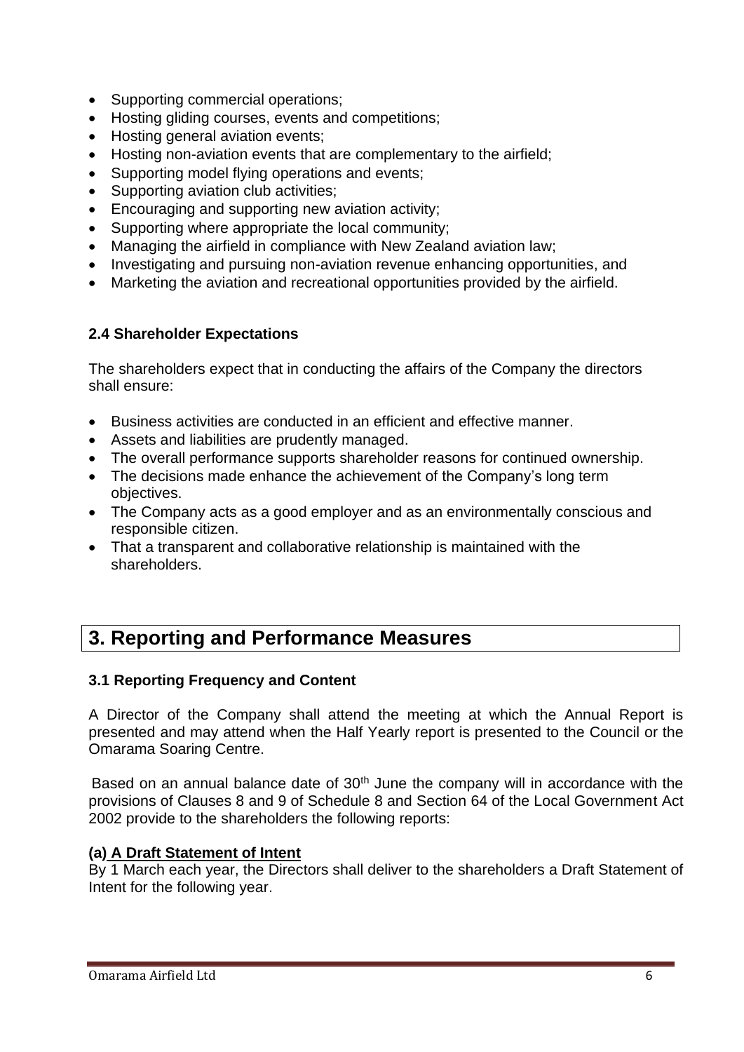- Supporting commercial operations;
- Hosting gliding courses, events and competitions;
- Hosting general aviation events;
- Hosting non-aviation events that are complementary to the airfield;
- Supporting model flying operations and events;
- Supporting aviation club activities;
- Encouraging and supporting new aviation activity;
- Supporting where appropriate the local community;
- Managing the airfield in compliance with New Zealand aviation law;
- Investigating and pursuing non-aviation revenue enhancing opportunities, and
- Marketing the aviation and recreational opportunities provided by the airfield.

### 2.4 Shareholder Expectations

The shareholders expect that in conducting the affairs of the Company the directors shall ensure:

- Business activities are conducted in an efficient and effective manner.
- Assets and liabilities are prudently managed.
- The overall performance supports shareholder reasons for continued ownership.
- The decisions made enhance the achievement of the Company's long term objectives.
- The Company acts as a good employer and as an environmentally conscious and responsible citizen.
- That a transparent and collaborative relationship is maintained with the shareholders.

## 3. Reporting and Performance Measures

### 3.1 Reporting Frequency and Content

A Director of the Company shall attend the meeting at which the Annual Report is presented and may attend when the Half Yearly report is presented to the Council or the Omarama Soaring Centre.

Based on an annual balance date of 30th June the company will in accordance with the provisions of Clauses 8 and 9 of Schedule 8 and Section 64 of the Local Government Act 2002 provide to the shareholders the following reports:

**(a) <u>A Draft Statement of Intent</u>**

By 1 March each year, the Directors shall deliver to the shareholders a Draft Statement of Intent for the following year.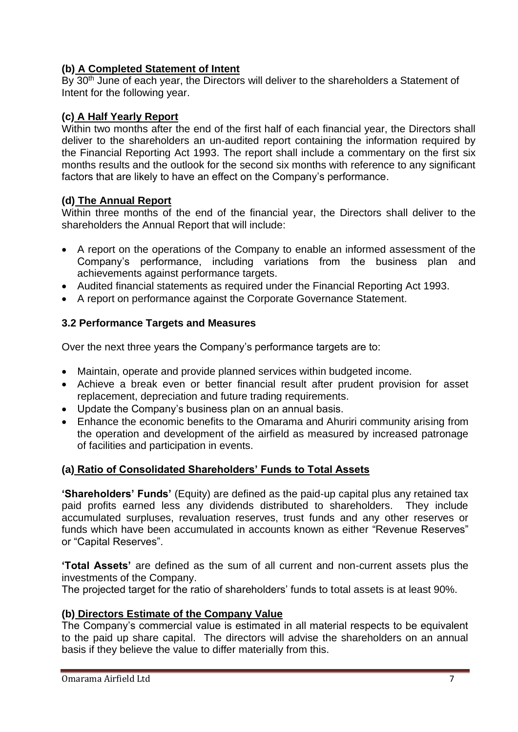### (b) A Completed Statement of Intent

By 30th June of each year, the Directors will deliver to the shareholders a Statement of Intent for the following year.

### (c) A Half Yearly Report

Within two months after the end of the first half of each financial year, the Directors shall deliver to the shareholders an un-audited report containing the information required by the Financial Reporting Act 1993. The report shall include a commentary on the first six months results and the outlook for the second six months with reference to any significant factors that are likely to have an effect on the Company's performance.

### (d) The Annual Report

Within three months of the end of the financial year, the Directors shall deliver to the shareholders the Annual Report that will include:

- A report on the operations of the Company to enable an informed assessment of the Company's performance, including variations from the business plan and achievements against performance targets.
- Audited financial statements as required under the Financial Reporting Act 1993.
- A report on performance against the Corporate Governance Statement.

## 3.2 Performance Targets and Measures

Over the next three years the Company's performance targets are to:

- Maintain, operate and provide planned services within budgeted income.
- Achieve a break even or better financial result after prudent provision for asset replacement, depreciation and future trading requirements.
- Update the Company's business plan on an annual basis.
- Enhance the economic benefits to the Omarama and Ahuriri community arising from the operation and development of the airfield as measured by increased patronage of facilities and participation in events.

### (a) Ratio of Consolidated Shareholders' Funds to Total Assets

**'Shareholders' Funds'** (Equity) are defined as the paid-up capital plus any retained tax paid profits earned less any dividends distributed to shareholders. They include accumulated surpluses, revaluation reserves, trust funds and any other reserves or funds which have been accumulated in accounts known as either "Revenue Reserves" or "Capital Reserves".

**'Total Assets'** are defined as the sum of all current and non-current assets plus the investments of the Company.

The projected target for the ratio of shareholders' funds to total assets is at least 90%.

### (b) Directors Estimate of the Company Value

The Company's commercial value is estimated in all material respects to be equivalent to the paid up share capital. The directors will advise the shareholders on an annual basis if they believe the value to differ materially from this.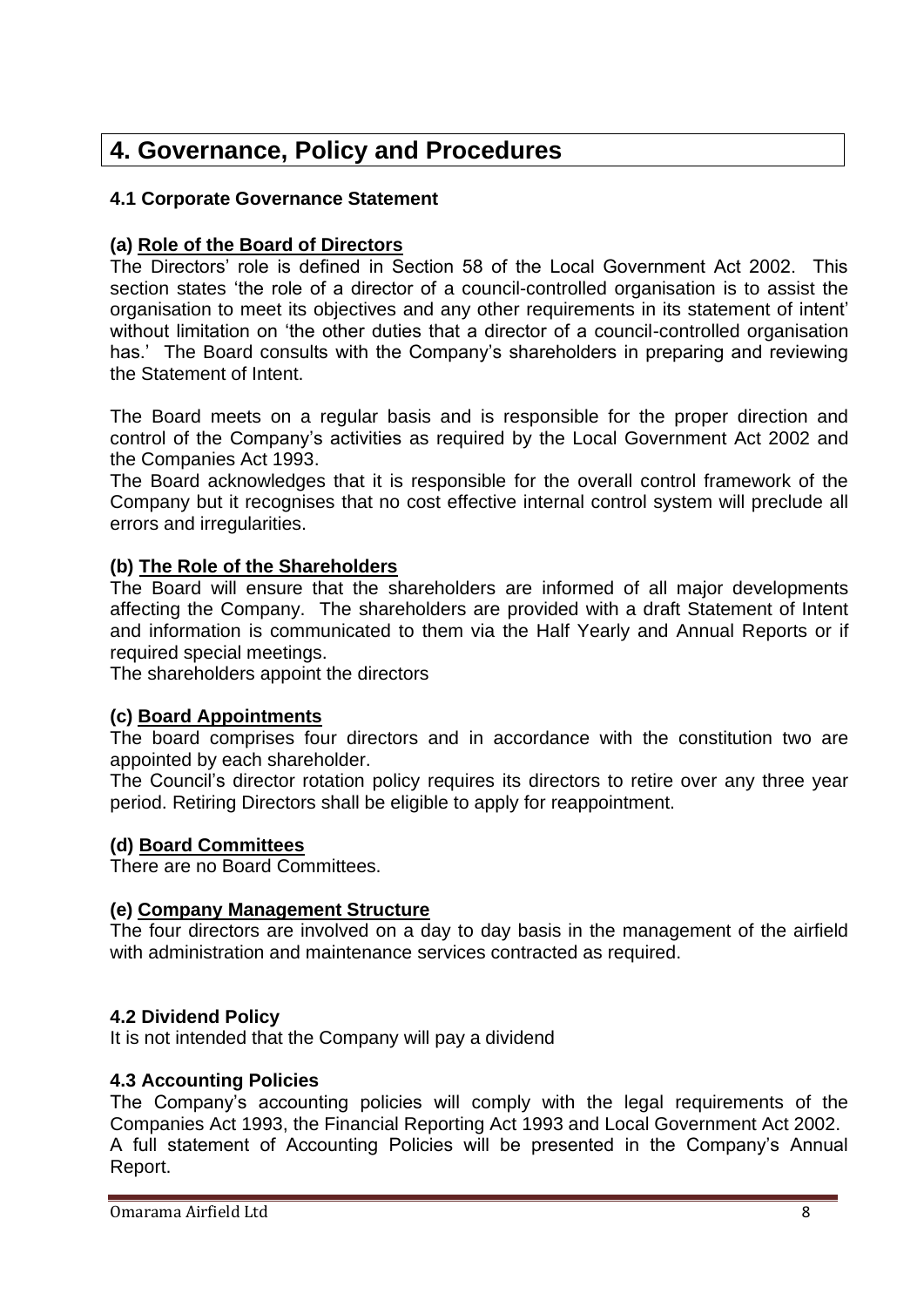# 4. Governance, Policy and Procedures

### 4.1 Corporate Governance Statement

**(a) Role of the Board of Directors**

The Directors' role is defined in Section 58 of the Local Government Act 2002. This section states 'the role of a director of a council-controlled organisation is to assist the organisation to meet its objectives and any other requirements in its statement of intent' without limitation on 'the other duties that a director of a council-controlled organisation has.' The Board consults with the Company's shareholders in preparing and reviewing the Statement of Intent.

The Board meets on a regular basis and is responsible for the proper direction and control of the Company's activities as required by the Local Government Act 2002 and the Companies Act 1993.

The Board acknowledges that it is responsible for the overall control framework of the Company but it recognises that no cost effective internal control system will preclude all errors and irregularities.

**(b) The Role of the Shareholders**

The Board will ensure that the shareholders are informed of all major developments affecting the Company. The shareholders are provided with a draft Statement of Intent and information is communicated to them via the Half Yearly and Annual Reports or if required special meetings.

The shareholders appoint the directors

**(c) Board Appointments**

The board comprises four directors and in accordance with the constitution two are appointed by each shareholder.

The Council's director rotation policy requires its directors to retire over any three year period. Retiring Directors shall be eligible to apply for reappointment.

**(d) Board Committees**

There are no Board Committees.

**(e) Company Management Structure**

The four directors are involved on a day to day basis in the management of the airfield with administration and maintenance services contracted as required.

### 4.2 Dividend Policy

It is not intended that the Company will pay a dividend

### 4.3 Accounting Policies

The Company's accounting policies will comply with the legal requirements of the Companies Act 1993, the Financial Reporting Act 1993 and Local Government Act 2002.

A full statement of Accounting Policies will be presented in the Company's Annual Report.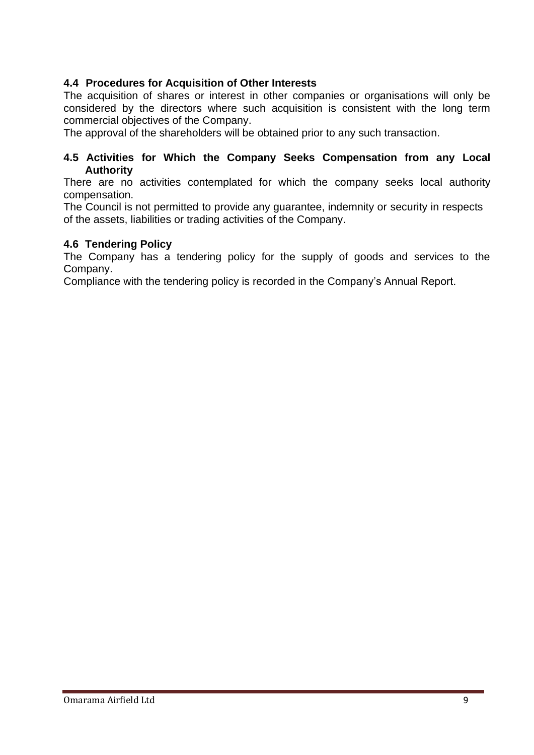### 4.4 Procedures for Acquisition of Other Interests

The acquisition of shares or interest in other companies or organisations will only be considered by the directors where such acquisition is consistent with the long term commercial objectives of the Company.

The approval of the shareholders will be obtained prior to any such transaction.

### 4.5 Activities for Which the Company Seeks Compensation from any Local Authority

There are no activities contemplated for which the company seeks local authority compensation.

The Council is not permitted to provide any guarantee, indemnity or security in respects of the assets, liabilities or trading activities of the Company.

### 4.6 Tendering Policy

The Company has a tendering policy for the supply of goods and services to the Company.

Compliance with the tendering policy is recorded in the Company's Annual Report.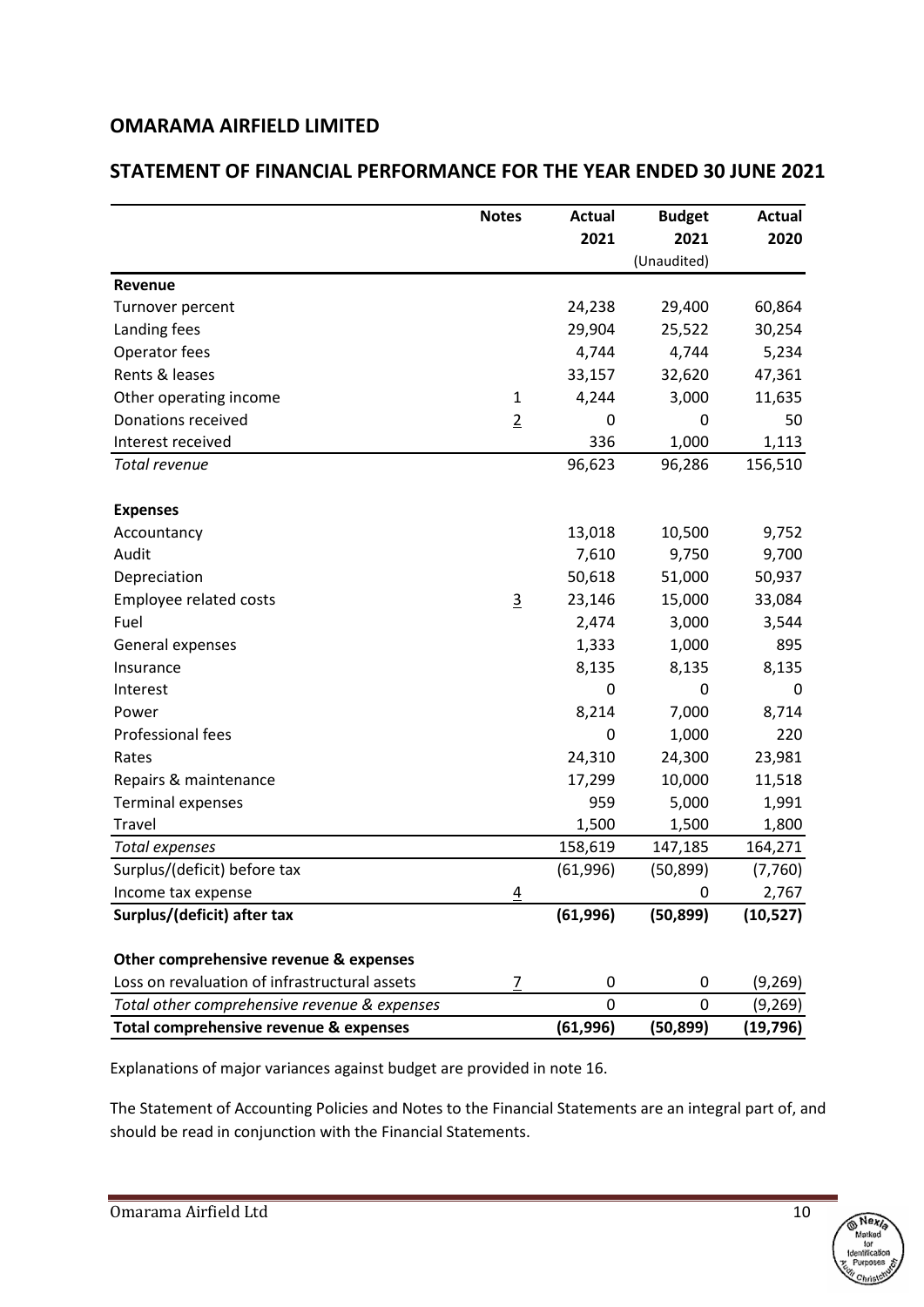## OMARAMA AIRFIELD LIMITED

## STATEMENT OF FINANCIAL PERFORMANCE FOR THE YEAR ENDED 30 JUNE 2021

| | Notes | Actual 2021 | Budget 2021 (Unaudited) | Actual 2020 |
|---|---|---|---|---|
| **Revenue** | | | | |
| Turnover percent | | 24,238 | 29,400 | 60,864 |
| Landing fees | | 29,904 | 25,522 | 30,254 |
| Operator fees | | 4,744 | 4,744 | 5,234 |
| Rents & leases | | 33,157 | 32,620 | 47,361 |
| Other operating income | 1 | 4,244 | 3,000 | 11,635 |
| Donations received | 2 | 0 | 0 | 50 |
| Interest received | | 336 | 1,000 | 1,113 |
| *Total revenue* | | 96,623 | 96,286 | 156,510 |
| **Expenses** | | | | |
| Accountancy | | 13,018 | 10,500 | 9,752 |
| Audit | | 7,610 | 9,750 | 9,700 |
| Depreciation | | 50,618 | 51,000 | 50,937 |
| Employee related costs | 3 | 23,146 | 15,000 | 33,084 |
| Fuel | | 2,474 | 3,000 | 3,544 |
| General expenses | | 1,333 | 1,000 | 895 |
| Insurance | | 8,135 | 8,135 | 8,135 |
| Interest | | 0 | 0 | 0 |
| Power | | 8,214 | 7,000 | 8,714 |
| Professional fees | | 0 | 1,000 | 220 |
| Rates | | 24,310 | 24,300 | 23,981 |
| Repairs & maintenance | | 17,299 | 10,000 | 11,518 |
| Terminal expenses | | 959 | 5,000 | 1,991 |
| Travel | | 1,500 | 1,500 | 1,800 |
| *Total expenses* | | 158,619 | 147,185 | 164,271 |
| Surplus/(deficit) before tax | | (61,996) | (50,899) | (7,760) |
| Income tax expense | 4 | | 0 | 2,767 |
| **Surplus/(deficit) after tax** | | **(61,996)** | **(50,899)** | **(10,527)** |
| **Other comprehensive revenue & expenses** | | | | |
| Loss on revaluation of infrastructural assets | 7 | 0 | 0 | (9,269) |
| *Total other comprehensive revenue & expenses* | | 0 | 0 | (9,269) |
| **Total comprehensive revenue & expenses** | | **(61,996)** | **(50,899)** | **(19,796)** |

Explanations of major variances against budget are provided in note 16.

The Statement of Accounting Policies and Notes to the Financial Statements are an integral part of, and should be read in conjunction with the Financial Statements.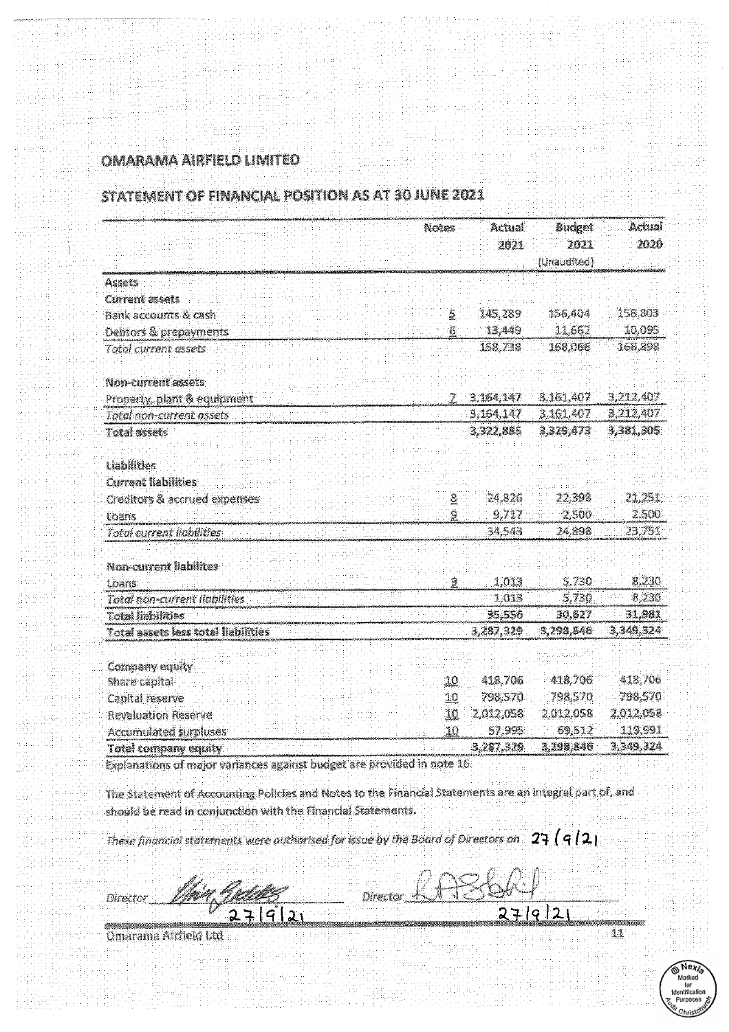# OMARAMA AIRFIELD LIMITED

## STATEMENT OF FINANCIAL POSITION AS AT 30 JUNE 2021

| | Notes | Actual 2021 | Budget 2021 (Unaudited) | Actual 2020 |
|---|---|---|---|---|
| **Assets** | | | | |
| **Current assets** | | | | |
| Bank accounts & cash | 5 | 145,289 | 156,404 | 158,803 |
| Debtors & prepayments | 6 | 13,449 | 11,662 | 10,095 |
| *Total current assets* | | 158,738 | 168,066 | 168,898 |
| | | | | |
| **Non-current assets** | | | | |
| Property, plant & equipment | 7 | 3,164,147 | 3,161,407 | 3,212,407 |
| *Total non-current assets* | | 3,164,147 | 3,161,407 | 3,212,407 |
| **Total assets** | | 3,322,885 | 3,329,473 | 3,381,305 |
| | | | | |
| **Liabilities** | | | | |
| **Current liabilities** | | | | |
| Creditors & accrued expenses | 8 | 24,826 | 22,398 | 21,251 |
| Loans | 9 | 9,717 | 2,500 | 2,500 |
| *Total current liabilities* | | 34,543 | 24,898 | 23,751 |
| | | | | |
| **Non-current liabilites** | | | | |
| Loans | 9 | 1,013 | 5,730 | 8,230 |
| *Total non-current liabilities* | | 1,013 | 5,730 | 8,230 |
| **Total liabilities** | | 35,556 | 30,627 | 31,981 |
| **Total assets less total liabilities** | | 3,287,329 | 3,298,846 | 3,349,324 |
| | | | | |
| Company equity | | | | |
| Share capital | 10 | 418,706 | 418,706 | 418,706 |
| Capital reserve | 10 | 798,570 | 798,570 | 798,570 |
| Revaluation Reserve | 10 | 2,012,058 | 2,012,058 | 2,012,058 |
| Accumulated surpluses | 10 | 57,995 | 69,512 | 119,991 |
| **Total company equity** | | 3,287,329 | 3,298,846 | 3,349,324 |

Explanations of major variances against budget are provided in note 16.

The Statement of Accounting Policies and Notes to the Financial Statements are an integral part of, and should be read in conjunction with the Financial Statements.

*These financial statements were authorised for issue by the Board of Directors on* 27/9/21

Director _______ 27/9/21 Director _______ 27/9/21

Omarama Airfield Ltd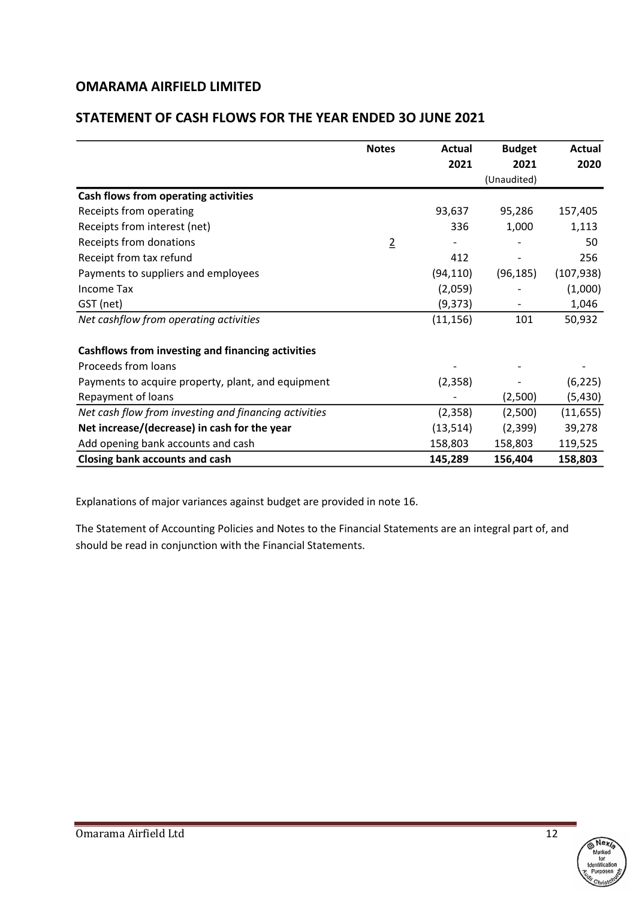## OMARAMA AIRFIELD LIMITED

## STATEMENT OF CASH FLOWS FOR THE YEAR ENDED 3O JUNE 2021

| | Notes | Actual 2021 | Budget 2021 (Unaudited) | Actual 2020 |
|---|---|---|---|---|
| **Cash flows from operating activities** | | | | |
| Receipts from operating | | 93,637 | 95,286 | 157,405 |
| Receipts from interest (net) | | 336 | 1,000 | 1,113 |
| Receipts from donations | 2 | - | - | 50 |
| Receipt from tax refund | | 412 | - | 256 |
| Payments to suppliers and employees | | (94,110) | (96,185) | (107,938) |
| Income Tax | | (2,059) | - | (1,000) |
| GST (net) | | (9,373) | - | 1,046 |
| *Net cashflow from operating activities* | | (11,156) | 101 | 50,932 |
| **Cashflows from investing and financing activities** | | | | |
| Proceeds from loans | | - | - | - |
| Payments to acquire property, plant, and equipment | | (2,358) | - | (6,225) |
| Repayment of loans | | - | (2,500) | (5,430) |
| *Net cash flow from investing and financing activities* | | (2,358) | (2,500) | (11,655) |
| **Net increase/(decrease) in cash for the year** | | (13,514) | (2,399) | 39,278 |
| Add opening bank accounts and cash | | 158,803 | 158,803 | 119,525 |
| **Closing bank accounts and cash** | | **145,289** | **156,404** | **158,803** |

Explanations of major variances against budget are provided in note 16.

The Statement of Accounting Policies and Notes to the Financial Statements are an integral part of, and should be read in conjunction with the Financial Statements.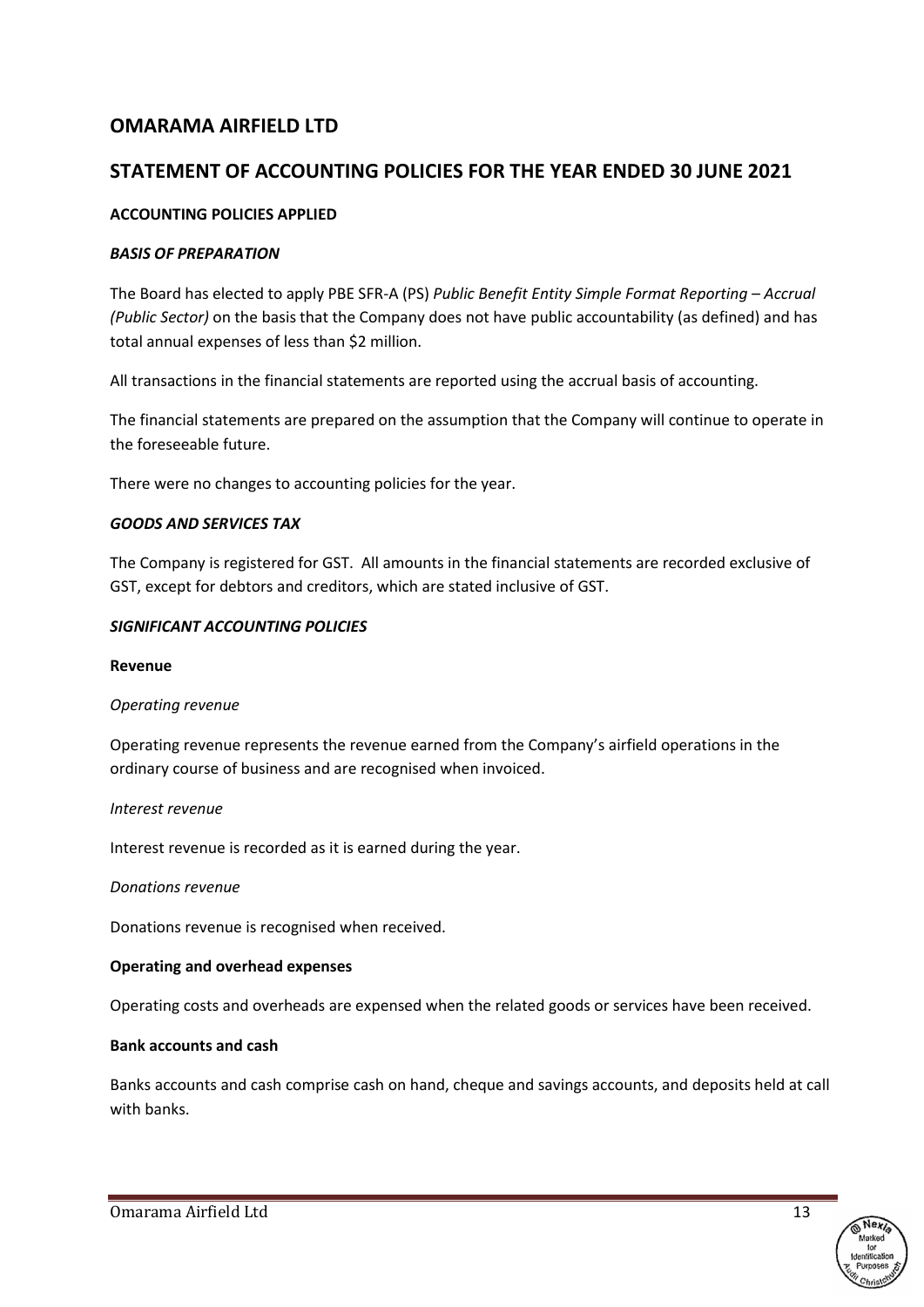# OMARAMA AIRFIELD LTD

## STATEMENT OF ACCOUNTING POLICIES FOR THE YEAR ENDED 30 JUNE 2021

**ACCOUNTING POLICIES APPLIED**

***BASIS OF PREPARATION***

The Board has elected to apply PBE SFR-A (PS) *Public Benefit Entity Simple Format Reporting – Accrual (Public Sector)* on the basis that the Company does not have public accountability (as defined) and has total annual expenses of less than $2 million.

All transactions in the financial statements are reported using the accrual basis of accounting.

The financial statements are prepared on the assumption that the Company will continue to operate in the foreseeable future.

There were no changes to accounting policies for the year.

***GOODS AND SERVICES TAX***

The Company is registered for GST. All amounts in the financial statements are recorded exclusive of GST, except for debtors and creditors, which are stated inclusive of GST.

***SIGNIFICANT ACCOUNTING POLICIES***

**Revenue**

*Operating revenue*

Operating revenue represents the revenue earned from the Company's airfield operations in the ordinary course of business and are recognised when invoiced.

*Interest revenue*

Interest revenue is recorded as it is earned during the year.

*Donations revenue*

Donations revenue is recognised when received.

**Operating and overhead expenses**

Operating costs and overheads are expensed when the related goods or services have been received.

**Bank accounts and cash**

Banks accounts and cash comprise cash on hand, cheque and savings accounts, and deposits held at call with banks.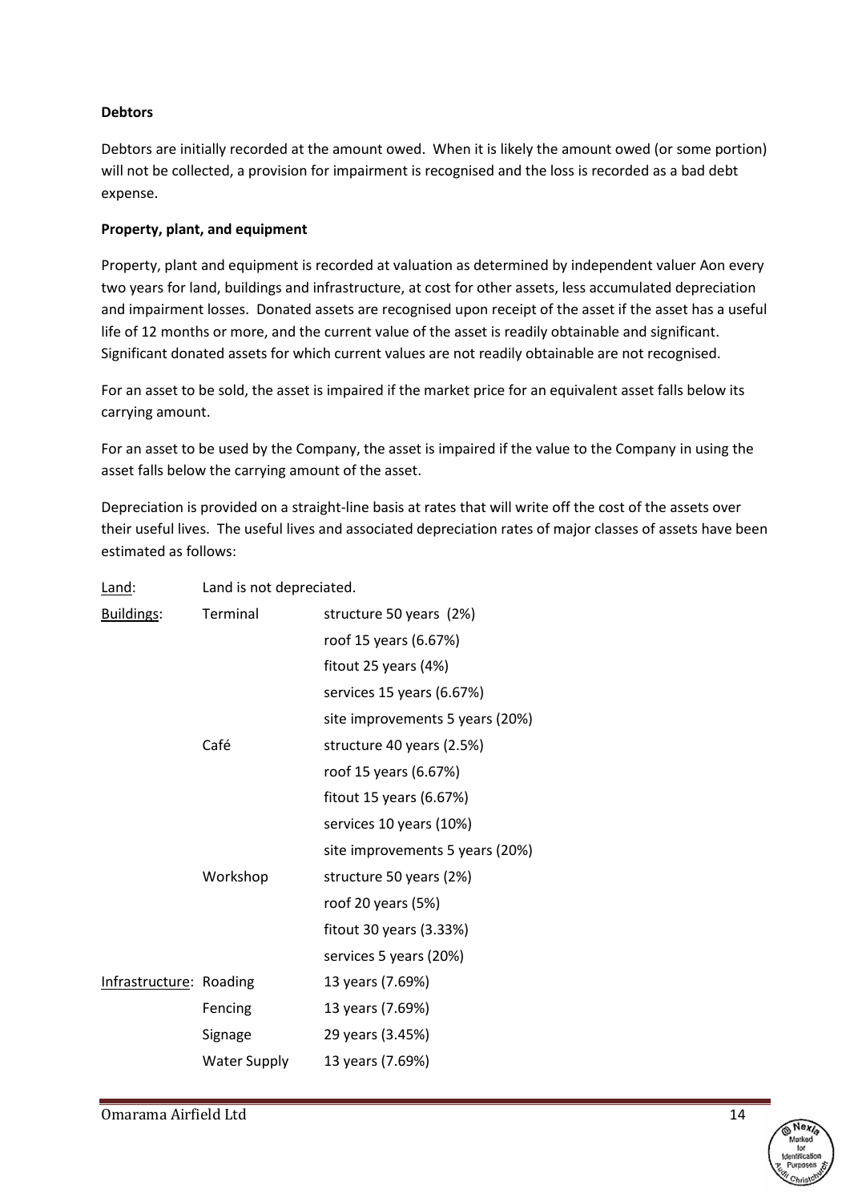**Debtors**

Debtors are initially recorded at the amount owed. When it is likely the amount owed (or some portion) will not be collected, a provision for impairment is recognised and the loss is recorded as a bad debt expense.

**Property, plant, and equipment**

Property, plant and equipment is recorded at valuation as determined by independent valuer Aon every two years for land, buildings and infrastructure, at cost for other assets, less accumulated depreciation and impairment losses. Donated assets are recognised upon receipt of the asset if the asset has a useful life of 12 months or more, and the current value of the asset is readily obtainable and significant. Significant donated assets for which current values are not readily obtainable are not recognised.

For an asset to be sold, the asset is impaired if the market price for an equivalent asset falls below its carrying amount.

For an asset to be used by the Company, the asset is impaired if the value to the Company in using the asset falls below the carrying amount of the asset.

Depreciation is provided on a straight-line basis at rates that will write off the cost of the assets over their useful lives. The useful lives and associated depreciation rates of major classes of assets have been estimated as follows:

| | | |
|---|---|---|
| Land: | Land is not depreciated. | |
| Buildings: | Terminal | structure 50 years (2%) |
| | | roof 15 years (6.67%) |
| | | fitout 25 years (4%) |
| | | services 15 years (6.67%) |
| | | site improvements 5 years (20%) |
| | Café | structure 40 years (2.5%) |
| | | roof 15 years (6.67%) |
| | | fitout 15 years (6.67%) |
| | | services 10 years (10%) |
| | | site improvements 5 years (20%) |
| | Workshop | structure 50 years (2%) |
| | | roof 20 years (5%) |
| | | fitout 30 years (3.33%) |
| | | services 5 years (20%) |
| Infrastructure: | Roading | 13 years (7.69%) |
| | Fencing | 13 years (7.69%) |
| | Signage | 29 years (3.45%) |
| | Water Supply | 13 years (7.69%) |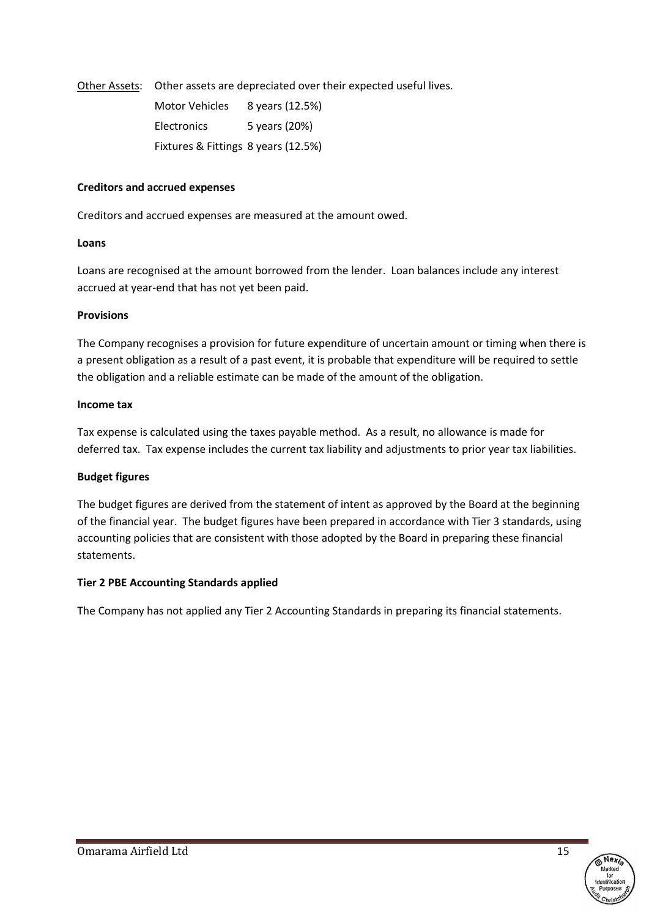Other Assets: Other assets are depreciated over their expected useful lives.

| | |
|---|---|
| Motor Vehicles | 8 years (12.5%) |
| Electronics | 5 years (20%) |
| Fixtures & Fittings | 8 years (12.5%) |

**Creditors and accrued expenses**

Creditors and accrued expenses are measured at the amount owed.

**Loans**

Loans are recognised at the amount borrowed from the lender. Loan balances include any interest accrued at year-end that has not yet been paid.

**Provisions**

The Company recognises a provision for future expenditure of uncertain amount or timing when there is a present obligation as a result of a past event, it is probable that expenditure will be required to settle the obligation and a reliable estimate can be made of the amount of the obligation.

**Income tax**

Tax expense is calculated using the taxes payable method. As a result, no allowance is made for deferred tax. Tax expense includes the current tax liability and adjustments to prior year tax liabilities.

**Budget figures**

The budget figures are derived from the statement of intent as approved by the Board at the beginning of the financial year. The budget figures have been prepared in accordance with Tier 3 standards, using accounting policies that are consistent with those adopted by the Board in preparing these financial statements.

**Tier 2 PBE Accounting Standards applied**

The Company has not applied any Tier 2 Accounting Standards in preparing its financial statements.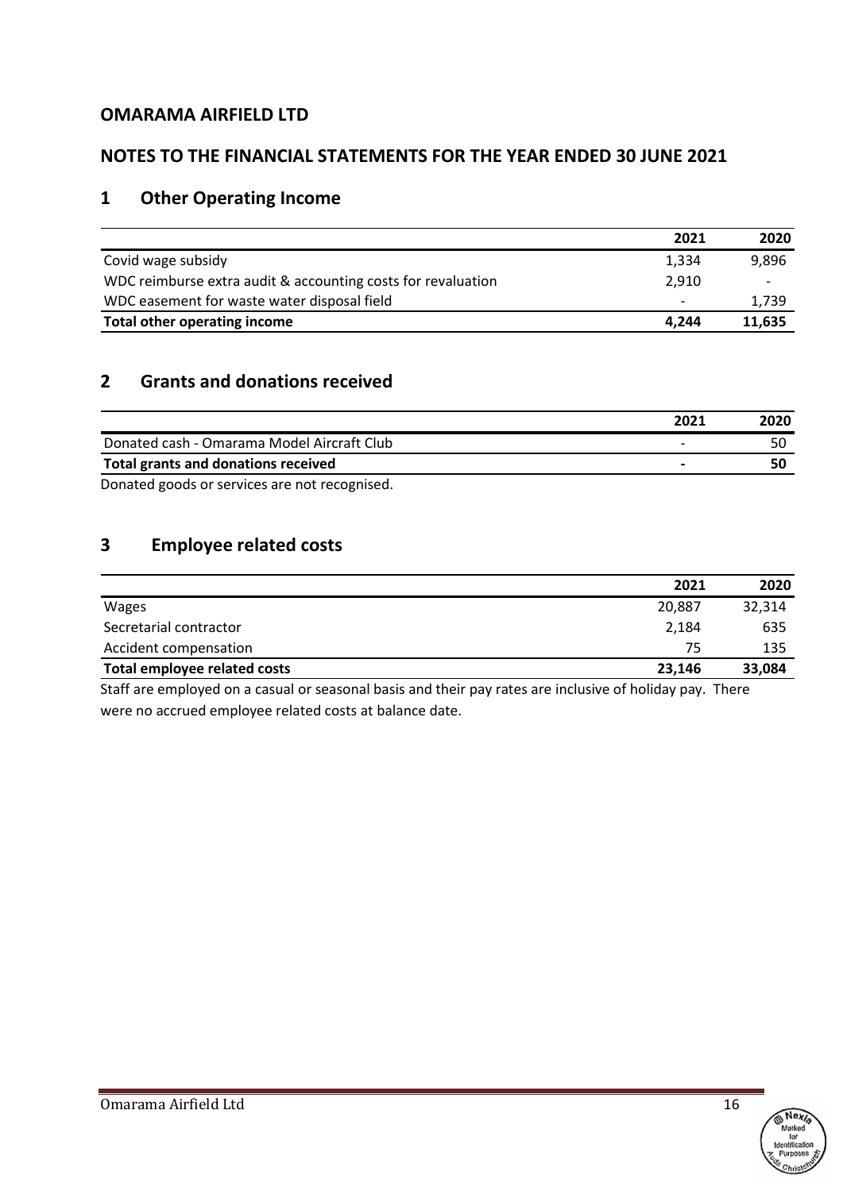# OMARAMA AIRFIELD LTD

## NOTES TO THE FINANCIAL STATEMENTS FOR THE YEAR ENDED 30 JUNE 2021

## 1 Other Operating Income

| | 2021 | 2020 |
|---|---|---|
| Covid wage subsidy | 1,334 | 9,896 |
| WDC reimburse extra audit & accounting costs for revaluation | 2,910 | - |
| WDC easement for waste water disposal field | - | 1,739 |
| **Total other operating income** | **4,244** | **11,635** |

## 2 Grants and donations received

| | 2021 | 2020 |
|---|---|---|
| Donated cash - Omarama Model Aircraft Club | - | 50 |
| **Total grants and donations received** | **-** | **50** |

Donated goods or services are not recognised.

## 3 Employee related costs

| | 2021 | 2020 |
|---|---|---|
| Wages | 20,887 | 32,314 |
| Secretarial contractor | 2,184 | 635 |
| Accident compensation | 75 | 135 |
| **Total employee related costs** | **23,146** | **33,084** |

Staff are employed on a casual or seasonal basis and their pay rates are inclusive of holiday pay. There were no accrued employee related costs at balance date.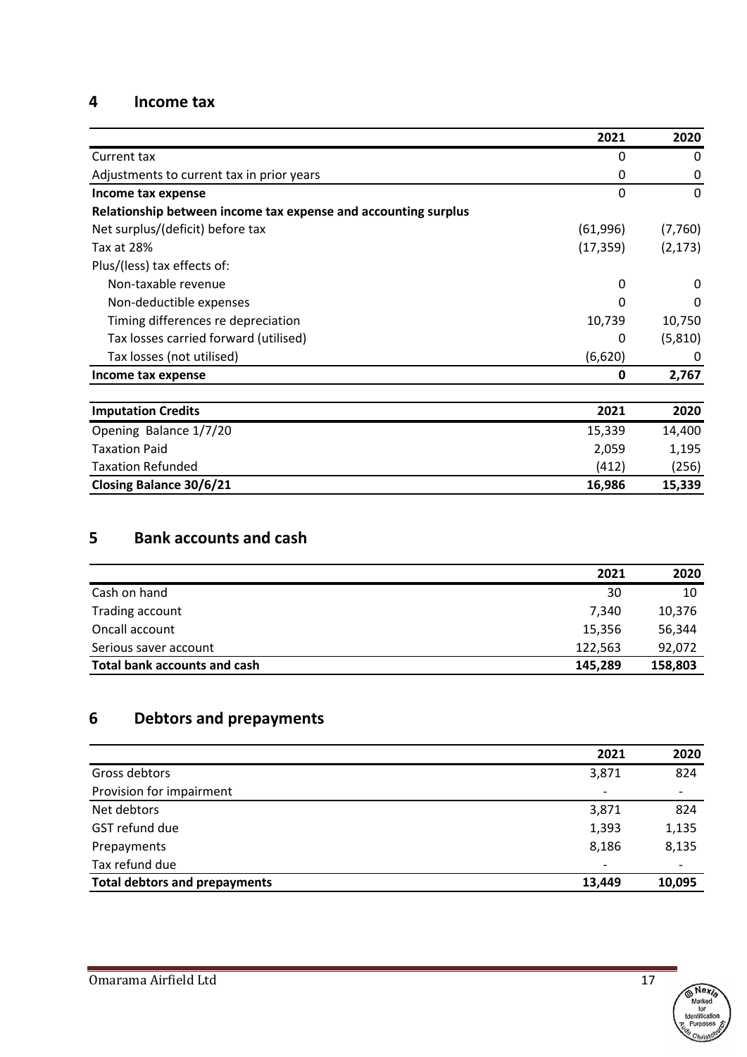## 4 Income tax

| | 2021 | 2020 |
|---|---|---|
| Current tax | 0 | 0 |
| Adjustments to current tax in prior years | 0 | 0 |
| **Income tax expense** | 0 | 0 |
| **Relationship between income tax expense and accounting surplus** | | |
| Net surplus/(deficit) before tax | (61,996) | (7,760) |
| Tax at 28% | (17,359) | (2,173) |
| Plus/(less) tax effects of: | | |
| Non-taxable revenue | 0 | 0 |
| Non-deductible expenses | 0 | 0 |
| Timing differences re depreciation | 10,739 | 10,750 |
| Tax losses carried forward (utilised) | 0 | (5,810) |
| Tax losses (not utilised) | (6,620) | 0 |
| **Income tax expense** | **0** | **2,767** |

| **Imputation Credits** | 2021 | 2020 |
|---|---|---|
| Opening Balance 1/7/20 | 15,339 | 14,400 |
| Taxation Paid | 2,059 | 1,195 |
| Taxation Refunded | (412) | (256) |
| **Closing Balance 30/6/21** | **16,986** | **15,339** |

## 5 Bank accounts and cash

| | 2021 | 2020 |
|---|---|---|
| Cash on hand | 30 | 10 |
| Trading account | 7,340 | 10,376 |
| Oncall account | 15,356 | 56,344 |
| Serious saver account | 122,563 | 92,072 |
| **Total bank accounts and cash** | **145,289** | **158,803** |

## 6 Debtors and prepayments

| | 2021 | 2020 |
|---|---|---|
| Gross debtors | 3,871 | 824 |
| Provision for impairment | - | - |
| Net debtors | 3,871 | 824 |
| GST refund due | 1,393 | 1,135 |
| Prepayments | 8,186 | 8,135 |
| Tax refund due | - | - |
| **Total debtors and prepayments** | **13,449** | **10,095** |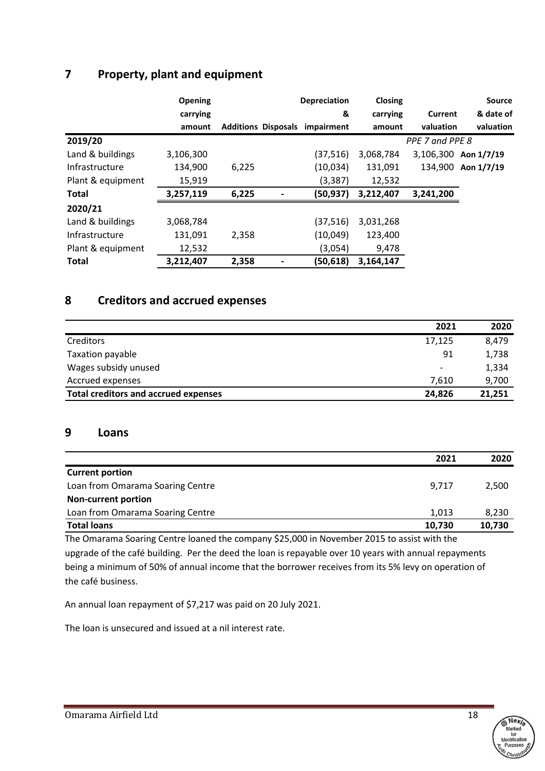## 7 Property, plant and equipment

| | Opening carrying amount | Additions | Disposals | Depreciation & impairment | Closing carrying amount | Current valuation | Source & date of valuation |
|---|---|---|---|---|---|---|---|
| **2019/20** | | | | | | *PPE 7 and PPE 8* | |
| Land & buildings | 3,106,300 | | | (37,516) | 3,068,784 | 3,106,300 | **Aon 1/7/19** |
| Infrastructure | 134,900 | 6,225 | | (10,034) | 131,091 | 134,900 | **Aon 1/7/19** |
| Plant & equipment | 15,919 | | | (3,387) | 12,532 | | |
| **Total** | **3,257,119** | **6,225** | **-** | **(50,937)** | **3,212,407** | **3,241,200** | |
| **2020/21** | | | | | | | |
| Land & buildings | 3,068,784 | | | (37,516) | 3,031,268 | | |
| Infrastructure | 131,091 | 2,358 | | (10,049) | 123,400 | | |
| Plant & equipment | 12,532 | | | (3,054) | 9,478 | | |
| **Total** | **3,212,407** | **2,358** | **-** | **(50,618)** | **3,164,147** | | |

## 8 Creditors and accrued expenses

| | 2021 | 2020 |
|---|---|---|
| Creditors | 17,125 | 8,479 |
| Taxation payable | 91 | 1,738 |
| Wages subsidy unused | - | 1,334 |
| Accrued expenses | 7,610 | 9,700 |
| **Total creditors and accrued expenses** | **24,826** | **21,251** |

## 9 Loans

| | 2021 | 2020 |
|---|---|---|
| **Current portion** | | |
| Loan from Omarama Soaring Centre | 9,717 | 2,500 |
| **Non-current portion** | | |
| Loan from Omarama Soaring Centre | 1,013 | 8,230 |
| **Total loans** | **10,730** | **10,730** |

The Omarama Soaring Centre loaned the company $25,000 in November 2015 to assist with the upgrade of the café building. Per the deed the loan is repayable over 10 years with annual repayments being a minimum of 50% of annual income that the borrower receives from its 5% levy on operation of the café business.

An annual loan repayment of $7,217 was paid on 20 July 2021.

The loan is unsecured and issued at a nil interest rate.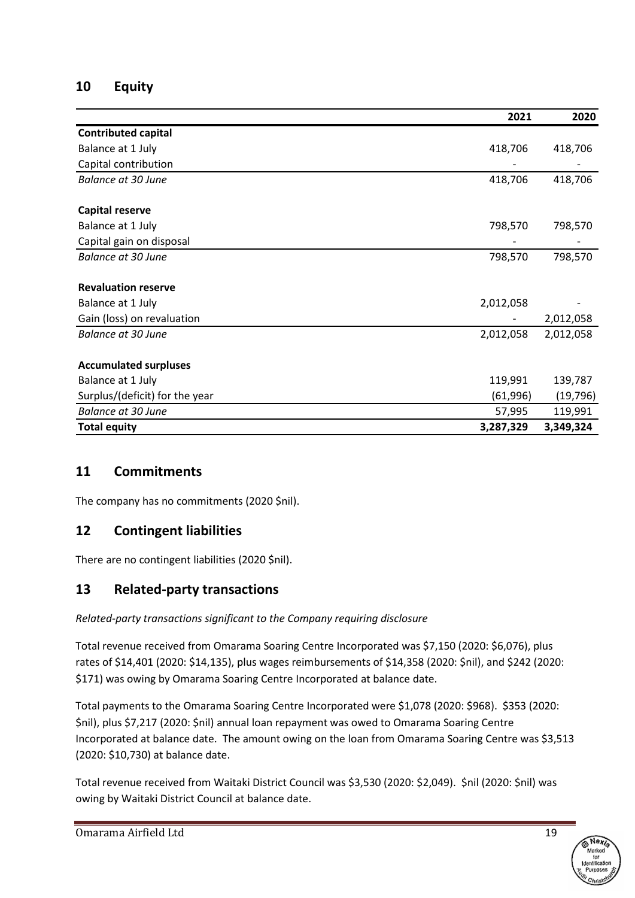## 10 Equity

| | 2021 | 2020 |
|---|---|---|
| **Contributed capital** | | |
| Balance at 1 July | 418,706 | 418,706 |
| Capital contribution | - | - |
| *Balance at 30 June* | 418,706 | 418,706 |
| | | |
| **Capital reserve** | | |
| Balance at 1 July | 798,570 | 798,570 |
| Capital gain on disposal | - | - |
| *Balance at 30 June* | 798,570 | 798,570 |
| | | |
| **Revaluation reserve** | | |
| Balance at 1 July | 2,012,058 | - |
| Gain (loss) on revaluation | - | 2,012,058 |
| *Balance at 30 June* | 2,012,058 | 2,012,058 |
| | | |
| **Accumulated surpluses** | | |
| Balance at 1 July | 119,991 | 139,787 |
| Surplus/(deficit) for the year | (61,996) | (19,796) |
| *Balance at 30 June* | 57,995 | 119,991 |
| **Total equity** | **3,287,329** | **3,349,324** |

## 11 Commitments

The company has no commitments (2020 $nil).

## 12 Contingent liabilities

There are no contingent liabilities (2020 $nil).

## 13 Related-party transactions

*Related-party transactions significant to the Company requiring disclosure*

Total revenue received from Omarama Soaring Centre Incorporated was $7,150 (2020: $6,076), plus rates of $14,401 (2020: $14,135), plus wages reimbursements of $14,358 (2020: $nil), and $242 (2020: $171) was owing by Omarama Soaring Centre Incorporated at balance date.

Total payments to the Omarama Soaring Centre Incorporated were $1,078 (2020: $968). $353 (2020: $nil), plus $7,217 (2020: $nil) annual loan repayment was owed to Omarama Soaring Centre Incorporated at balance date. The amount owing on the loan from Omarama Soaring Centre was $3,513 (2020: $10,730) at balance date.

Total revenue received from Waitaki District Council was $3,530 (2020: $2,049). $nil (2020: $nil) was owing by Waitaki District Council at balance date.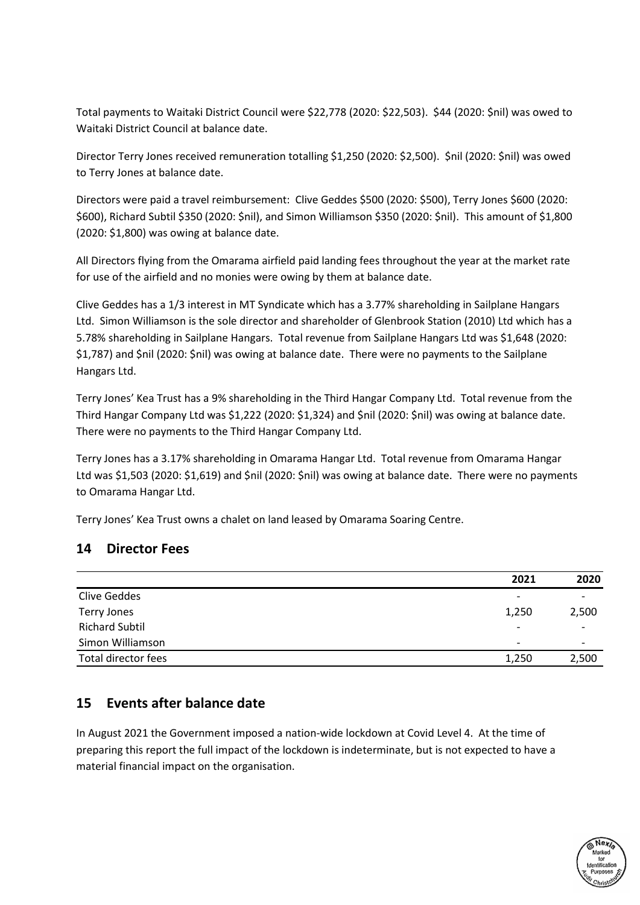Total payments to Waitaki District Council were $22,778 (2020: $22,503). $44 (2020: $nil) was owed to Waitaki District Council at balance date.

Director Terry Jones received remuneration totalling $1,250 (2020: $2,500). $nil (2020: $nil) was owed to Terry Jones at balance date.

Directors were paid a travel reimbursement: Clive Geddes $500 (2020: $500), Terry Jones $600 (2020: $600), Richard Subtil $350 (2020: $nil), and Simon Williamson $350 (2020: $nil). This amount of $1,800 (2020: $1,800) was owing at balance date.

All Directors flying from the Omarama airfield paid landing fees throughout the year at the market rate for use of the airfield and no monies were owing by them at balance date.

Clive Geddes has a 1/3 interest in MT Syndicate which has a 3.77% shareholding in Sailplane Hangars Ltd. Simon Williamson is the sole director and shareholder of Glenbrook Station (2010) Ltd which has a 5.78% shareholding in Sailplane Hangars. Total revenue from Sailplane Hangars Ltd was $1,648 (2020: $1,787) and $nil (2020: $nil) was owing at balance date. There were no payments to the Sailplane Hangars Ltd.

Terry Jones' Kea Trust has a 9% shareholding in the Third Hangar Company Ltd. Total revenue from the Third Hangar Company Ltd was $1,222 (2020: $1,324) and $nil (2020: $nil) was owing at balance date. There were no payments to the Third Hangar Company Ltd.

Terry Jones has a 3.17% shareholding in Omarama Hangar Ltd. Total revenue from Omarama Hangar Ltd was $1,503 (2020: $1,619) and $nil (2020: $nil) was owing at balance date. There were no payments to Omarama Hangar Ltd.

Terry Jones' Kea Trust owns a chalet on land leased by Omarama Soaring Centre.

## 14 Director Fees

| | 2021 | 2020 |
|---|---|---|
| Clive Geddes | - | - |
| Terry Jones | 1,250 | 2,500 |
| Richard Subtil | - | - |
| Simon Williamson | - | - |
| Total director fees | 1,250 | 2,500 |

## 15 Events after balance date

In August 2021 the Government imposed a nation-wide lockdown at Covid Level 4. At the time of preparing this report the full impact of the lockdown is indeterminate, but is not expected to have a material financial impact on the organisation.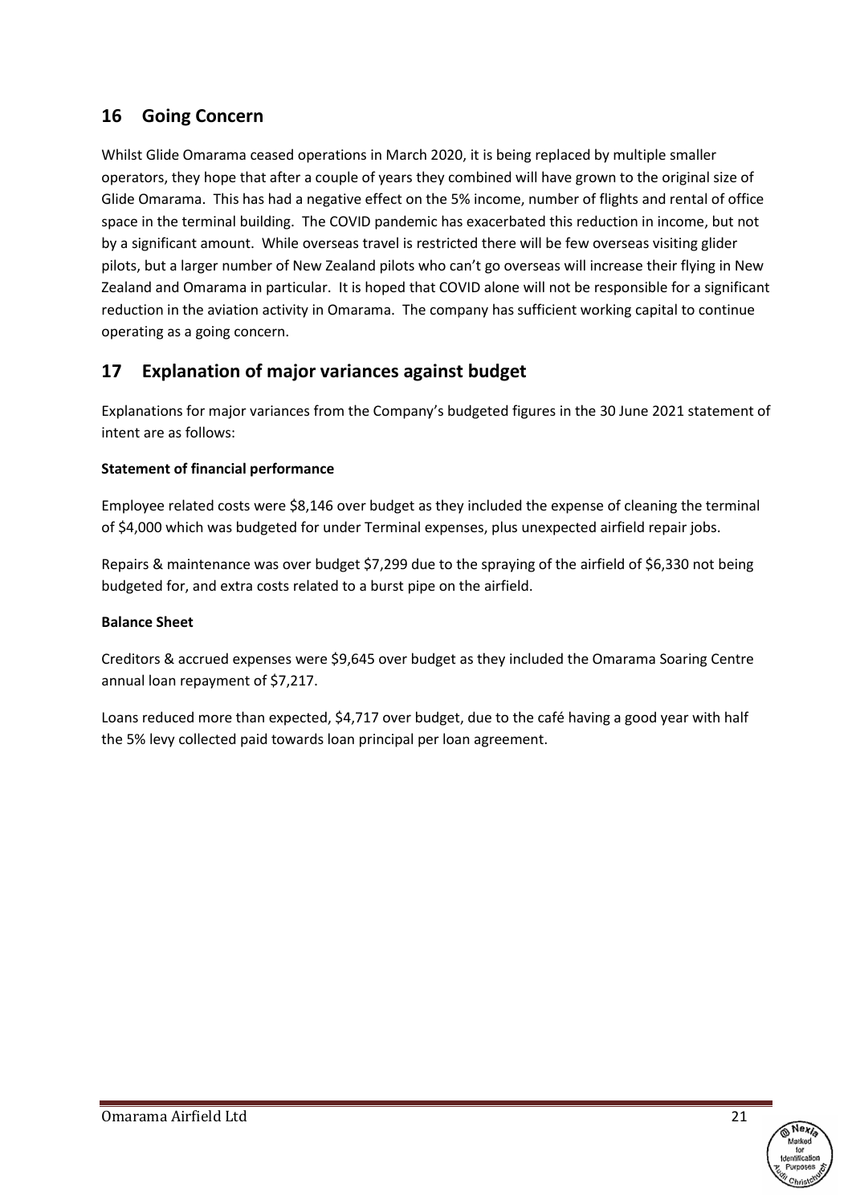## 16 Going Concern

Whilst Glide Omarama ceased operations in March 2020, it is being replaced by multiple smaller operators, they hope that after a couple of years they combined will have grown to the original size of Glide Omarama. This has had a negative effect on the 5% income, number of flights and rental of office space in the terminal building. The COVID pandemic has exacerbated this reduction in income, but not by a significant amount. While overseas travel is restricted there will be few overseas visiting glider pilots, but a larger number of New Zealand pilots who can't go overseas will increase their flying in New Zealand and Omarama in particular. It is hoped that COVID alone will not be responsible for a significant reduction in the aviation activity in Omarama. The company has sufficient working capital to continue operating as a going concern.

## 17 Explanation of major variances against budget

Explanations for major variances from the Company's budgeted figures in the 30 June 2021 statement of intent are as follows:

**Statement of financial performance**

Employee related costs were $8,146 over budget as they included the expense of cleaning the terminal of $4,000 which was budgeted for under Terminal expenses, plus unexpected airfield repair jobs.

Repairs & maintenance was over budget $7,299 due to the spraying of the airfield of $6,330 not being budgeted for, and extra costs related to a burst pipe on the airfield.

**Balance Sheet**

Creditors & accrued expenses were $9,645 over budget as they included the Omarama Soaring Centre annual loan repayment of $7,217.

Loans reduced more than expected, $4,717 over budget, due to the café having a good year with half the 5% levy collected paid towards loan principal per loan agreement.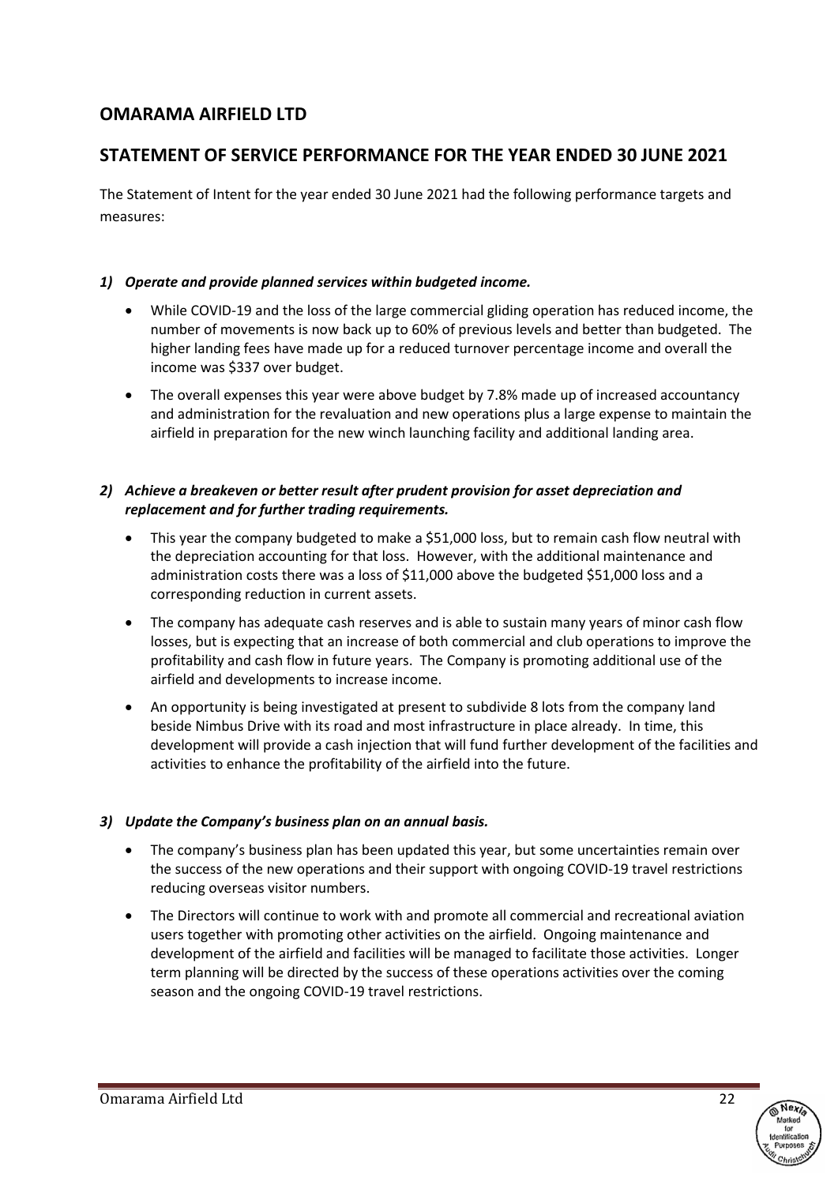# OMARAMA AIRFIELD LTD

## STATEMENT OF SERVICE PERFORMANCE FOR THE YEAR ENDED 30 JUNE 2021

The Statement of Intent for the year ended 30 June 2021 had the following performance targets and measures:

### *1) Operate and provide planned services within budgeted income.*

- While COVID-19 and the loss of the large commercial gliding operation has reduced income, the number of movements is now back up to 60% of previous levels and better than budgeted. The higher landing fees have made up for a reduced turnover percentage income and overall the income was $337 over budget.
- The overall expenses this year were above budget by 7.8% made up of increased accountancy and administration for the revaluation and new operations plus a large expense to maintain the airfield in preparation for the new winch launching facility and additional landing area.

### *2) Achieve a breakeven or better result after prudent provision for asset depreciation and replacement and for further trading requirements.*

- This year the company budgeted to make a $51,000 loss, but to remain cash flow neutral with the depreciation accounting for that loss. However, with the additional maintenance and administration costs there was a loss of $11,000 above the budgeted $51,000 loss and a corresponding reduction in current assets.
- The company has adequate cash reserves and is able to sustain many years of minor cash flow losses, but is expecting that an increase of both commercial and club operations to improve the profitability and cash flow in future years. The Company is promoting additional use of the airfield and developments to increase income.
- An opportunity is being investigated at present to subdivide 8 lots from the company land beside Nimbus Drive with its road and most infrastructure in place already. In time, this development will provide a cash injection that will fund further development of the facilities and activities to enhance the profitability of the airfield into the future.

### *3) Update the Company's business plan on an annual basis.*

- The company's business plan has been updated this year, but some uncertainties remain over the success of the new operations and their support with ongoing COVID-19 travel restrictions reducing overseas visitor numbers.
- The Directors will continue to work with and promote all commercial and recreational aviation users together with promoting other activities on the airfield. Ongoing maintenance and development of the airfield and facilities will be managed to facilitate those activities. Longer term planning will be directed by the success of these operations activities over the coming season and the ongoing COVID-19 travel restrictions.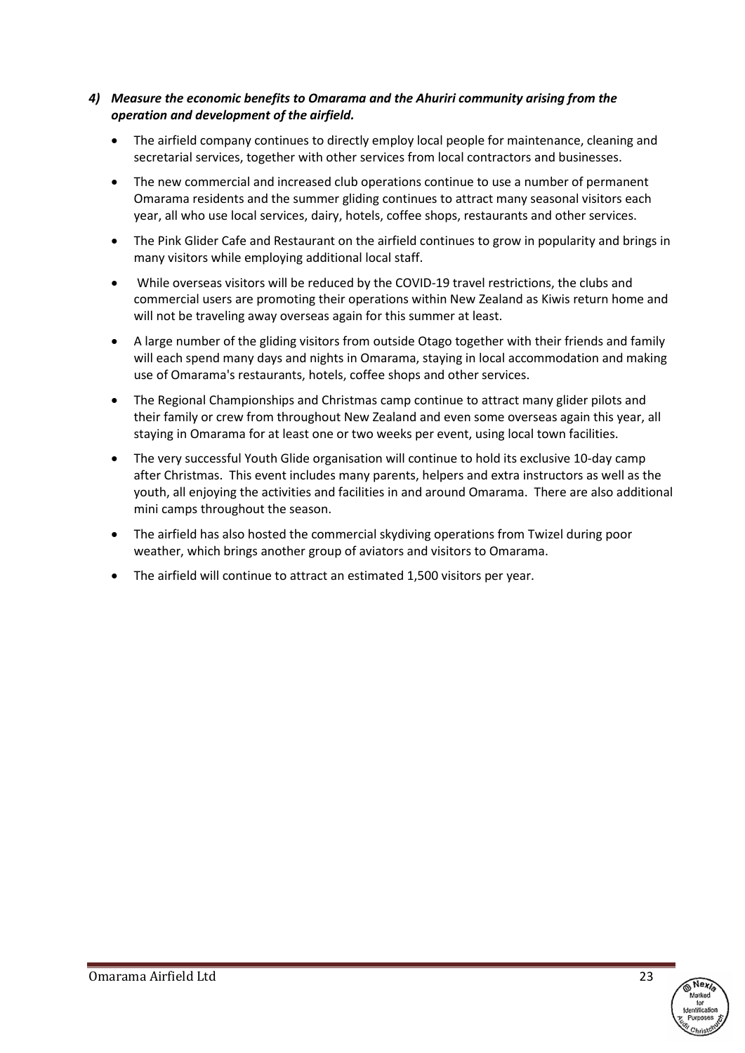### *4) Measure the economic benefits to Omarama and the Ahuriri community arising from the operation and development of the airfield.*

- The airfield company continues to directly employ local people for maintenance, cleaning and secretarial services, together with other services from local contractors and businesses.
- The new commercial and increased club operations continue to use a number of permanent Omarama residents and the summer gliding continues to attract many seasonal visitors each year, all who use local services, dairy, hotels, coffee shops, restaurants and other services.
- The Pink Glider Cafe and Restaurant on the airfield continues to grow in popularity and brings in many visitors while employing additional local staff.
- While overseas visitors will be reduced by the COVID-19 travel restrictions, the clubs and commercial users are promoting their operations within New Zealand as Kiwis return home and will not be traveling away overseas again for this summer at least.
- A large number of the gliding visitors from outside Otago together with their friends and family will each spend many days and nights in Omarama, staying in local accommodation and making use of Omarama's restaurants, hotels, coffee shops and other services.
- The Regional Championships and Christmas camp continue to attract many glider pilots and their family or crew from throughout New Zealand and even some overseas again this year, all staying in Omarama for at least one or two weeks per event, using local town facilities.
- The very successful Youth Glide organisation will continue to hold its exclusive 10-day camp after Christmas. This event includes many parents, helpers and extra instructors as well as the youth, all enjoying the activities and facilities in and around Omarama. There are also additional mini camps throughout the season.
- The airfield has also hosted the commercial skydiving operations from Twizel during poor weather, which brings another group of aviators and visitors to Omarama.
- The airfield will continue to attract an estimated 1,500 visitors per year.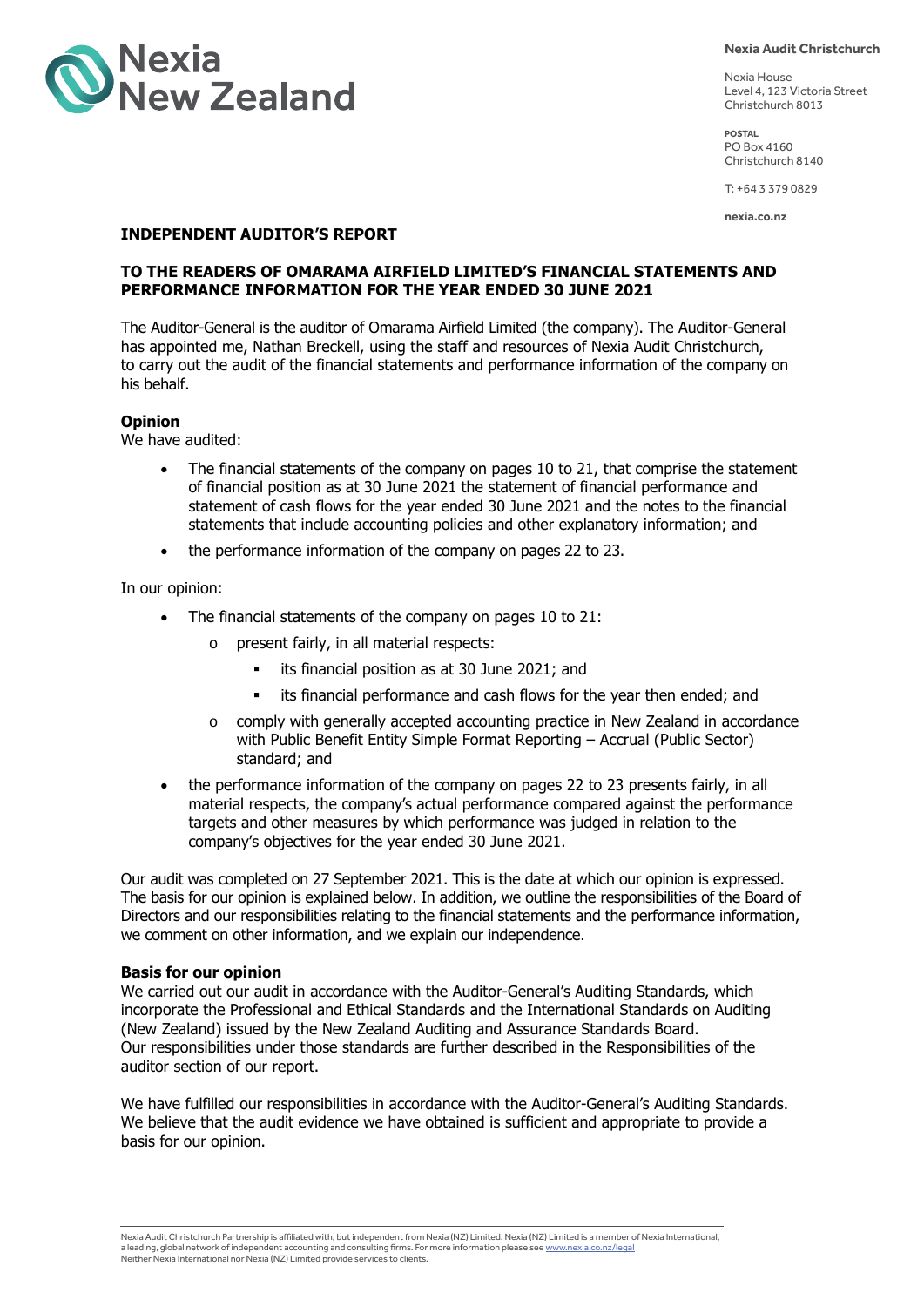**Nexia Audit Christchurch**

Nexia House
Level 4, 123 Victoria Street
Christchurch 8013

**POSTAL**
PO Box 4160
Christchurch 8140

T: +64 3 379 0829

**nexia.co.nz**

## INDEPENDENT AUDITOR'S REPORT

### TO THE READERS OF OMARAMA AIRFIELD LIMITED'S FINANCIAL STATEMENTS AND PERFORMANCE INFORMATION FOR THE YEAR ENDED 30 JUNE 2021

The Auditor-General is the auditor of Omarama Airfield Limited (the company). The Auditor-General has appointed me, Nathan Breckell, using the staff and resources of Nexia Audit Christchurch, to carry out the audit of the financial statements and performance information of the company on his behalf.

### Opinion

We have audited:

- The financial statements of the company on pages 10 to 21, that comprise the statement of financial position as at 30 June 2021 the statement of financial performance and statement of cash flows for the year ended 30 June 2021 and the notes to the financial statements that include accounting policies and other explanatory information; and
- the performance information of the company on pages 22 to 23.

In our opinion:

- The financial statements of the company on pages 10 to 21:
  - present fairly, in all material respects:
    - its financial position as at 30 June 2021; and
    - its financial performance and cash flows for the year then ended; and
  - comply with generally accepted accounting practice in New Zealand in accordance with Public Benefit Entity Simple Format Reporting – Accrual (Public Sector) standard; and
- the performance information of the company on pages 22 to 23 presents fairly, in all material respects, the company's actual performance compared against the performance targets and other measures by which performance was judged in relation to the company's objectives for the year ended 30 June 2021.

Our audit was completed on 27 September 2021. This is the date at which our opinion is expressed. The basis for our opinion is explained below. In addition, we outline the responsibilities of the Board of Directors and our responsibilities relating to the financial statements and the performance information, we comment on other information, and we explain our independence.

### Basis for our opinion

We carried out our audit in accordance with the Auditor-General's Auditing Standards, which incorporate the Professional and Ethical Standards and the International Standards on Auditing (New Zealand) issued by the New Zealand Auditing and Assurance Standards Board. Our responsibilities under those standards are further described in the Responsibilities of the auditor section of our report.

We have fulfilled our responsibilities in accordance with the Auditor-General's Auditing Standards. We believe that the audit evidence we have obtained is sufficient and appropriate to provide a basis for our opinion.

Nexia Audit Christchurch Partnership is affiliated with, but independent from Nexia (NZ) Limited. Nexia (NZ) Limited is a member of Nexia International, a leading, global network of independent accounting and consulting firms. For more information please see www.nexia.co.nz/legal
Neither Nexia International nor Nexia (NZ) Limited provide services to clients.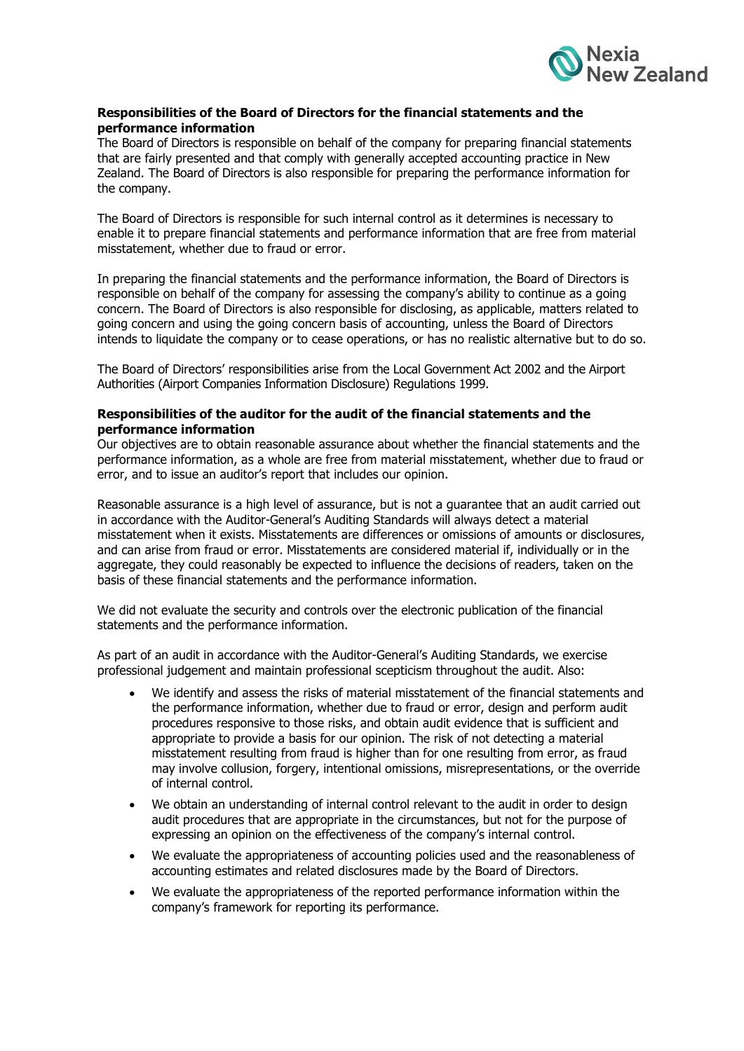**Responsibilities of the Board of Directors for the financial statements and the performance information**

The Board of Directors is responsible on behalf of the company for preparing financial statements that are fairly presented and that comply with generally accepted accounting practice in New Zealand. The Board of Directors is also responsible for preparing the performance information for the company.

The Board of Directors is responsible for such internal control as it determines is necessary to enable it to prepare financial statements and performance information that are free from material misstatement, whether due to fraud or error.

In preparing the financial statements and the performance information, the Board of Directors is responsible on behalf of the company for assessing the company's ability to continue as a going concern. The Board of Directors is also responsible for disclosing, as applicable, matters related to going concern and using the going concern basis of accounting, unless the Board of Directors intends to liquidate the company or to cease operations, or has no realistic alternative but to do so.

The Board of Directors' responsibilities arise from the Local Government Act 2002 and the Airport Authorities (Airport Companies Information Disclosure) Regulations 1999.

**Responsibilities of the auditor for the audit of the financial statements and the performance information**

Our objectives are to obtain reasonable assurance about whether the financial statements and the performance information, as a whole are free from material misstatement, whether due to fraud or error, and to issue an auditor's report that includes our opinion.

Reasonable assurance is a high level of assurance, but is not a guarantee that an audit carried out in accordance with the Auditor-General's Auditing Standards will always detect a material misstatement when it exists. Misstatements are differences or omissions of amounts or disclosures, and can arise from fraud or error. Misstatements are considered material if, individually or in the aggregate, they could reasonably be expected to influence the decisions of readers, taken on the basis of these financial statements and the performance information.

We did not evaluate the security and controls over the electronic publication of the financial statements and the performance information.

As part of an audit in accordance with the Auditor-General's Auditing Standards, we exercise professional judgement and maintain professional scepticism throughout the audit. Also:

- We identify and assess the risks of material misstatement of the financial statements and the performance information, whether due to fraud or error, design and perform audit procedures responsive to those risks, and obtain audit evidence that is sufficient and appropriate to provide a basis for our opinion. The risk of not detecting a material misstatement resulting from fraud is higher than for one resulting from error, as fraud may involve collusion, forgery, intentional omissions, misrepresentations, or the override of internal control.
- We obtain an understanding of internal control relevant to the audit in order to design audit procedures that are appropriate in the circumstances, but not for the purpose of expressing an opinion on the effectiveness of the company's internal control.
- We evaluate the appropriateness of accounting policies used and the reasonableness of accounting estimates and related disclosures made by the Board of Directors.
- We evaluate the appropriateness of the reported performance information within the company's framework for reporting its performance.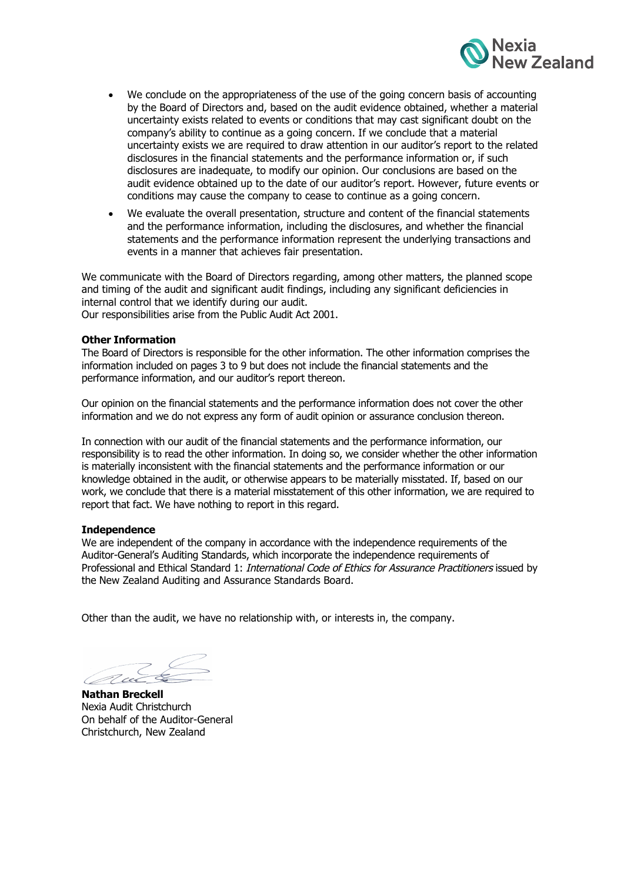- We conclude on the appropriateness of the use of the going concern basis of accounting by the Board of Directors and, based on the audit evidence obtained, whether a material uncertainty exists related to events or conditions that may cast significant doubt on the company's ability to continue as a going concern. If we conclude that a material uncertainty exists we are required to draw attention in our auditor's report to the related disclosures in the financial statements and the performance information or, if such disclosures are inadequate, to modify our opinion. Our conclusions are based on the audit evidence obtained up to the date of our auditor's report. However, future events or conditions may cause the company to cease to continue as a going concern.
- We evaluate the overall presentation, structure and content of the financial statements and the performance information, including the disclosures, and whether the financial statements and the performance information represent the underlying transactions and events in a manner that achieves fair presentation.

We communicate with the Board of Directors regarding, among other matters, the planned scope and timing of the audit and significant audit findings, including any significant deficiencies in internal control that we identify during our audit.
Our responsibilities arise from the Public Audit Act 2001.

**Other Information**

The Board of Directors is responsible for the other information. The other information comprises the information included on pages 3 to 9 but does not include the financial statements and the performance information, and our auditor's report thereon.

Our opinion on the financial statements and the performance information does not cover the other information and we do not express any form of audit opinion or assurance conclusion thereon.

In connection with our audit of the financial statements and the performance information, our responsibility is to read the other information. In doing so, we consider whether the other information is materially inconsistent with the financial statements and the performance information or our knowledge obtained in the audit, or otherwise appears to be materially misstated. If, based on our work, we conclude that there is a material misstatement of this other information, we are required to report that fact. We have nothing to report in this regard.

**Independence**

We are independent of the company in accordance with the independence requirements of the Auditor-General's Auditing Standards, which incorporate the independence requirements of Professional and Ethical Standard 1: *International Code of Ethics for Assurance Practitioners* issued by the New Zealand Auditing and Assurance Standards Board.

Other than the audit, we have no relationship with, or interests in, the company.

**Nathan Breckell**
Nexia Audit Christchurch
On behalf of the Auditor-General
Christchurch, New Zealand